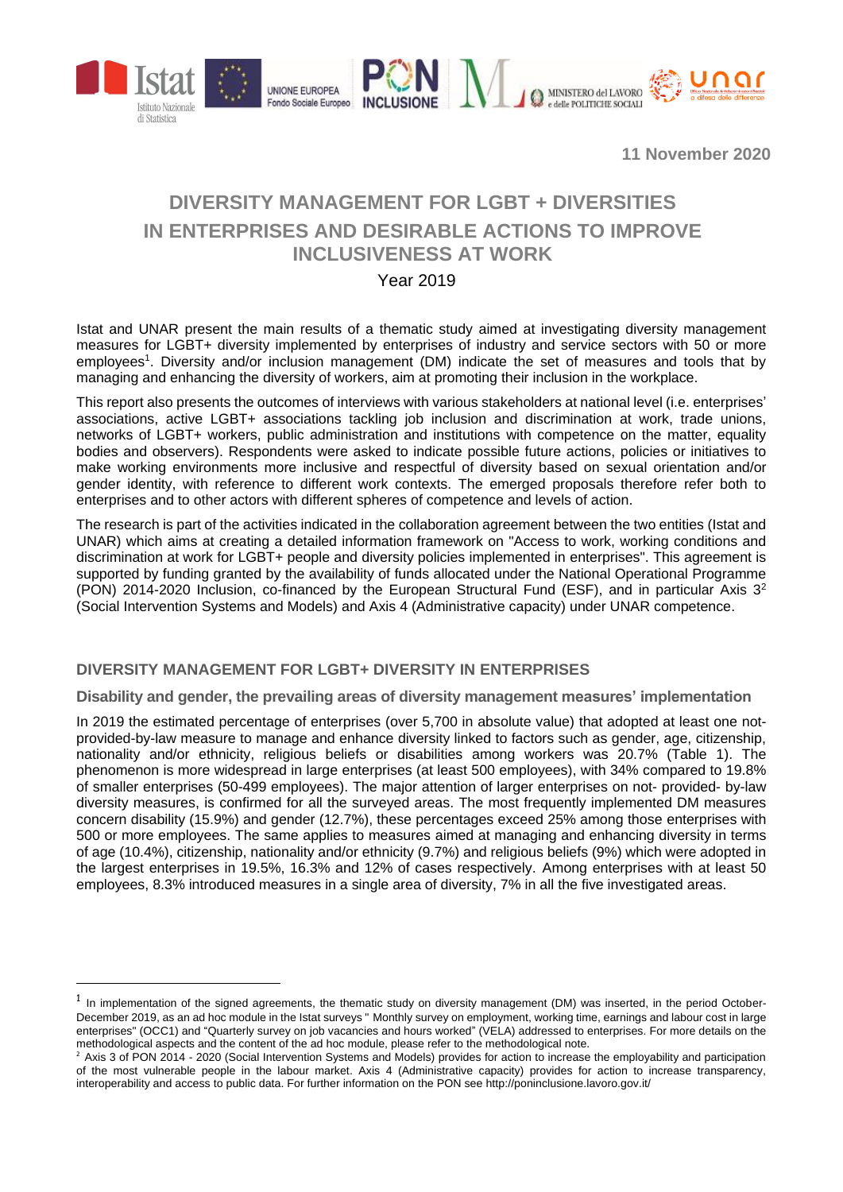11 November 2020

# DIVERSITY MANAGEMENT FOR LGBT + DIVERSITIES IN ENTERPRISES AND DESIRABLE ACTIONS TO IMPROVE INCLUSIVENESS AT WORK

Year 2019

Istat and UNAR present the main results of a thematic study aimed at investigating diversity management measures for LGBT+ diversity implemented by enterprises of industry and service sectors with 50 or more employees[1]. Diversity and/or inclusion management (DM) indicate the set of measures and tools that by managing and enhancing the diversity of workers, aim at promoting their inclusion in the workplace.

This report also presents the outcomes of interviews with various stakeholders at national level (i.e. enterprises' associations, active LGBT+ associations tackling job inclusion and discrimination at work, trade unions, networks of LGBT+ workers, public administration and institutions with competence on the matter, equality bodies and observers). Respondents were asked to indicate possible future actions, policies or initiatives to make working environments more inclusive and respectful of diversity based on sexual orientation and/or gender identity, with reference to different work contexts. The emerged proposals therefore refer both to enterprises and to other actors with different spheres of competence and levels of action.

The research is part of the activities indicated in the collaboration agreement between the two entities (Istat and UNAR) which aims at creating a detailed information framework on "Access to work, working conditions and discrimination at work for LGBT+ people and diversity policies implemented in enterprises". This agreement is supported by funding granted by the availability of funds allocated under the National Operational Programme (PON) 2014-2020 Inclusion, co-financed by the European Structural Fund (ESF), and in particular Axis 3[2] (Social Intervention Systems and Models) and Axis 4 (Administrative capacity) under UNAR competence.

## DIVERSITY MANAGEMENT FOR LGBT+ DIVERSITY IN ENTERPRISES

### Disability and gender, the prevailing areas of diversity management measures' implementation

In 2019 the estimated percentage of enterprises (over 5,700 in absolute value) that adopted at least one not-provided-by-law measure to manage and enhance diversity linked to factors such as gender, age, citizenship, nationality and/or ethnicity, religious beliefs or disabilities among workers was 20.7% (Table 1). The phenomenon is more widespread in large enterprises (at least 500 employees), with 34% compared to 19.8% of smaller enterprises (50-499 employees). The major attention of larger enterprises on not- provided- by-law diversity measures, is confirmed for all the surveyed areas. The most frequently implemented DM measures concern disability (15.9%) and gender (12.7%), these percentages exceed 25% among those enterprises with 500 or more employees. The same applies to measures aimed at managing and enhancing diversity in terms of age (10.4%), citizenship, nationality and/or ethnicity (9.7%) and religious beliefs (9%) which were adopted in the largest enterprises in 19.5%, 16.3% and 12% of cases respectively. Among enterprises with at least 50 employees, 8.3% introduced measures in a single area of diversity, 7% in all the five investigated areas.

---

[1] In implementation of the signed agreements, the thematic study on diversity management (DM) was inserted, in the period October-December 2019, as an ad hoc module in the Istat surveys " Monthly survey on employment, working time, earnings and labour cost in large enterprises" (OCC1) and "Quarterly survey on job vacancies and hours worked" (VELA) addressed to enterprises. For more details on the methodological aspects and the content of the ad hoc module, please refer to the methodological note.

[2] Axis 3 of PON 2014 - 2020 (Social Intervention Systems and Models) provides for action to increase the employability and participation of the most vulnerable people in the labour market. Axis 4 (Administrative capacity) provides for action to increase transparency, interoperability and access to public data. For further information on the PON see http://poninclusione.lavoro.gov.it/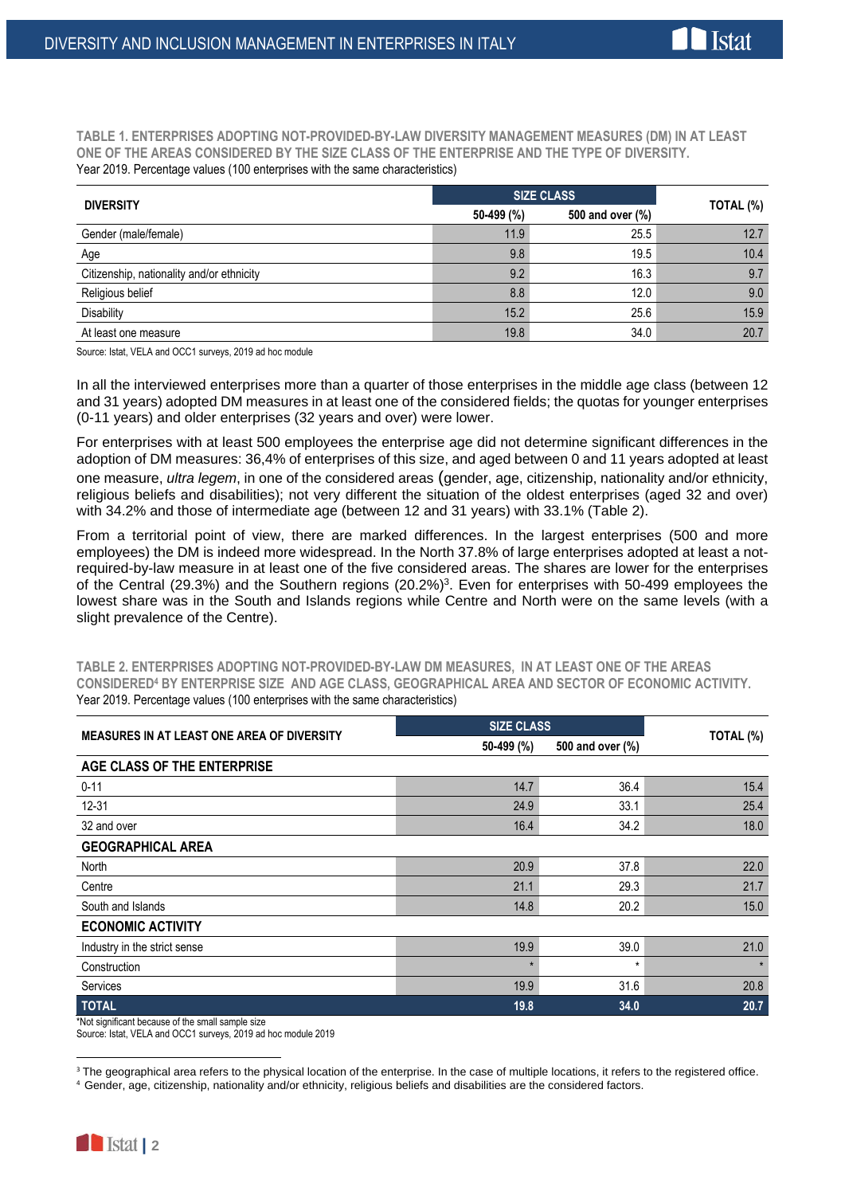**TABLE 1. ENTERPRISES ADOPTING NOT-PROVIDED-BY-LAW DIVERSITY MANAGEMENT MEASURES (DM) IN AT LEAST ONE OF THE AREAS CONSIDERED BY THE SIZE CLASS OF THE ENTERPRISE AND THE TYPE OF DIVERSITY.**
Year 2019. Percentage values (100 enterprises with the same characteristics)

| DIVERSITY | SIZE CLASS | | TOTAL (%) |
|---|---|---|---|
| | 50-499 (%) | 500 and over (%) | |
| Gender (male/female) | 11.9 | 25.5 | 12.7 |
| Age | 9.8 | 19.5 | 10.4 |
| Citizenship, nationality and/or ethnicity | 9.2 | 16.3 | 9.7 |
| Religious belief | 8.8 | 12.0 | 9.0 |
| Disability | 15.2 | 25.6 | 15.9 |
| At least one measure | 19.8 | 34.0 | 20.7 |

Source: Istat, VELA and OCC1 surveys, 2019 ad hoc module

In all the interviewed enterprises more than a quarter of those enterprises in the middle age class (between 12 and 31 years) adopted DM measures in at least one of the considered fields; the quotas for younger enterprises (0-11 years) and older enterprises (32 years and over) were lower.

For enterprises with at least 500 employees the enterprise age did not determine significant differences in the adoption of DM measures: 36,4% of enterprises of this size, and aged between 0 and 11 years adopted at least one measure, *ultra legem*, in one of the considered areas (gender, age, citizenship, nationality and/or ethnicity, religious beliefs and disabilities); not very different the situation of the oldest enterprises (aged 32 and over) with 34.2% and those of intermediate age (between 12 and 31 years) with 33.1% (Table 2).

From a territorial point of view, there are marked differences. In the largest enterprises (500 and more employees) the DM is indeed more widespread. In the North 37.8% of large enterprises adopted at least a not-required-by-law measure in at least one of the five considered areas. The shares are lower for the enterprises of the Central (29.3%) and the Southern regions (20.2%)[3]. Even for enterprises with 50-499 employees the lowest share was in the South and Islands regions while Centre and North were on the same levels (with a slight prevalence of the Centre).

**TABLE 2. ENTERPRISES ADOPTING NOT-PROVIDED-BY-LAW DM MEASURES, IN AT LEAST ONE OF THE AREAS CONSIDERED[4] BY ENTERPRISE SIZE AND AGE CLASS, GEOGRAPHICAL AREA AND SECTOR OF ECONOMIC ACTIVITY.**
Year 2019. Percentage values (100 enterprises with the same characteristics)

| MEASURES IN AT LEAST ONE AREA OF DIVERSITY | SIZE CLASS | | TOTAL (%) |
|---|---|---|---|
| | 50-499 (%) | 500 and over (%) | |
| **AGE CLASS OF THE ENTERPRISE** | | | |
| 0-11 | 14.7 | 36.4 | 15.4 |
| 12-31 | 24.9 | 33.1 | 25.4 |
| 32 and over | 16.4 | 34.2 | 18.0 |
| **GEOGRAPHICAL AREA** | | | |
| North | 20.9 | 37.8 | 22.0 |
| Centre | 21.1 | 29.3 | 21.7 |
| South and Islands | 14.8 | 20.2 | 15.0 |
| **ECONOMIC ACTIVITY** | | | |
| Industry in the strict sense | 19.9 | 39.0 | 21.0 |
| Construction | * | * | * |
| Services | 19.9 | 31.6 | 20.8 |
| **TOTAL** | **19.8** | **34.0** | **20.7** |

*Not significant because of the small sample size
Source: Istat, VELA and OCC1 surveys, 2019 ad hoc module 2019

[3] The geographical area refers to the physical location of the enterprise. In the case of multiple locations, it refers to the registered office.
[4] Gender, age, citizenship, nationality and/or ethnicity, religious beliefs and disabilities are the considered factors.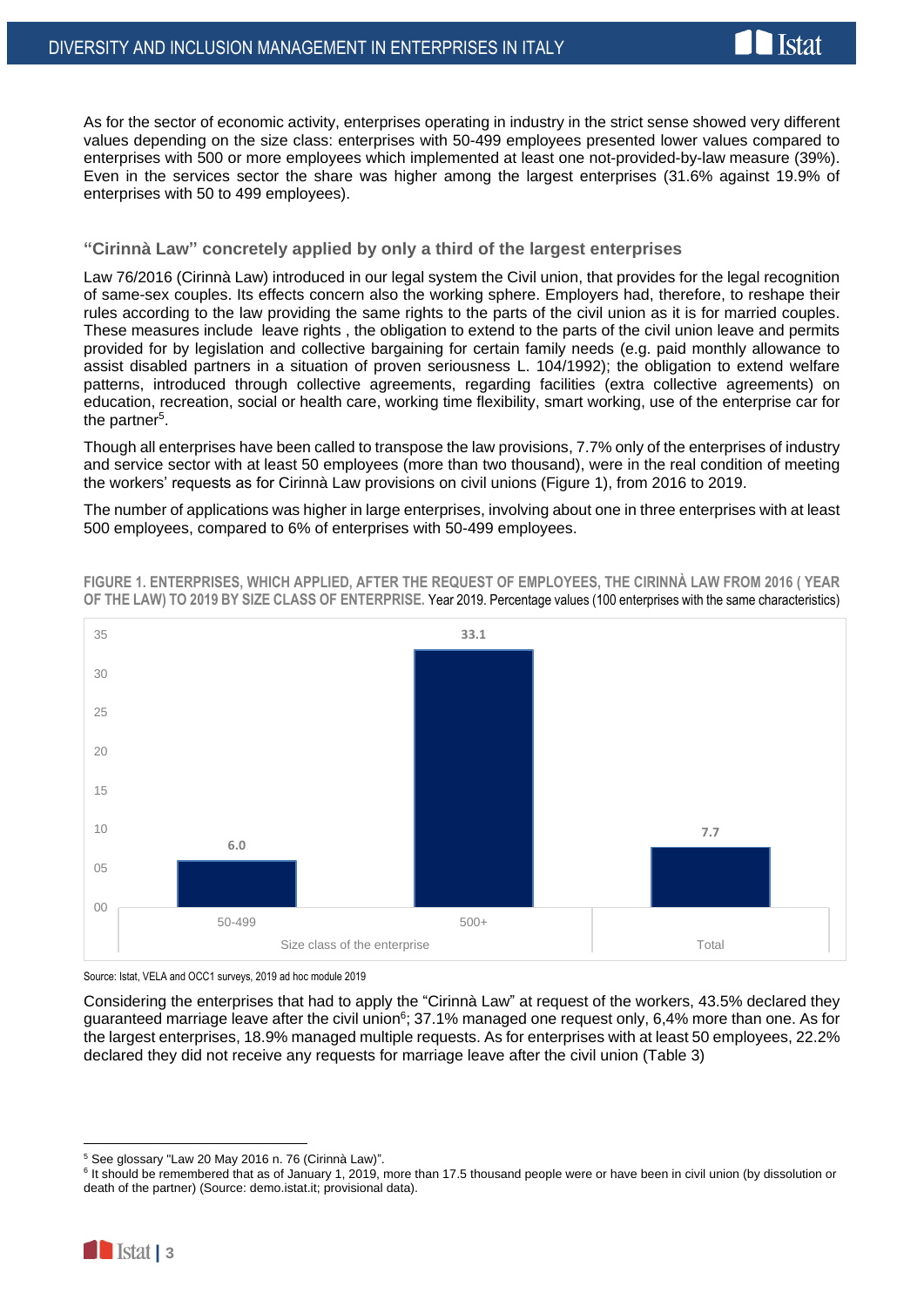As for the sector of economic activity, enterprises operating in industry in the strict sense showed very different values depending on the size class: enterprises with 50-499 employees presented lower values compared to enterprises with 500 or more employees which implemented at least one not-provided-by-law measure (39%). Even in the services sector the share was higher among the largest enterprises (31.6% against 19.9% of enterprises with 50 to 499 employees).

### "Cirinnà Law" concretely applied by only a third of the largest enterprises

Law 76/2016 (Cirinnà Law) introduced in our legal system the Civil union, that provides for the legal recognition of same-sex couples. Its effects concern also the working sphere. Employers had, therefore, to reshape their rules according to the law providing the same rights to the parts of the civil union as it is for married couples. These measures include leave rights , the obligation to extend to the parts of the civil union leave and permits provided for by legislation and collective bargaining for certain family needs (e.g. paid monthly allowance to assist disabled partners in a situation of proven seriousness L. 104/1992); the obligation to extend welfare patterns, introduced through collective agreements, regarding facilities (extra collective agreements) on education, recreation, social or health care, working time flexibility, smart working, use of the enterprise car for the partner[5].

Though all enterprises have been called to transpose the law provisions, 7.7% only of the enterprises of industry and service sector with at least 50 employees (more than two thousand), were in the real condition of meeting the workers' requests as for Cirinnà Law provisions on civil unions (Figure 1), from 2016 to 2019.

The number of applications was higher in large enterprises, involving about one in three enterprises with at least 500 employees, compared to 6% of enterprises with 50-499 employees.

**FIGURE 1. ENTERPRISES, WHICH APPLIED, AFTER THE REQUEST OF EMPLOYEES, THE CIRINNÀ LAW FROM 2016 ( YEAR OF THE LAW) TO 2019 BY SIZE CLASS OF ENTERPRISE.** Year 2019. Percentage values (100 enterprises with the same characteristics)

| Size class of the enterprise | % |
|---|---|
| 50-499 | 6.0 |
| 500+ | 33.1 |
| Total | 7.7 |

Source: Istat, VELA and OCC1 surveys, 2019 ad hoc module 2019

Considering the enterprises that had to apply the "Cirinnà Law" at request of the workers, 43.5% declared they guaranteed marriage leave after the civil union[6]; 37.1% managed one request only, 6,4% more than one. As for the largest enterprises, 18.9% managed multiple requests. As for enterprises with at least 50 employees, 22.2% declared they did not receive any requests for marriage leave after the civil union (Table 3)

---

[5] See glossary "Law 20 May 2016 n. 76 (Cirinnà Law)".

[6] It should be remembered that as of January 1, 2019, more than 17.5 thousand people were or have been in civil union (by dissolution or death of the partner) (Source: demo.istat.it; provisional data).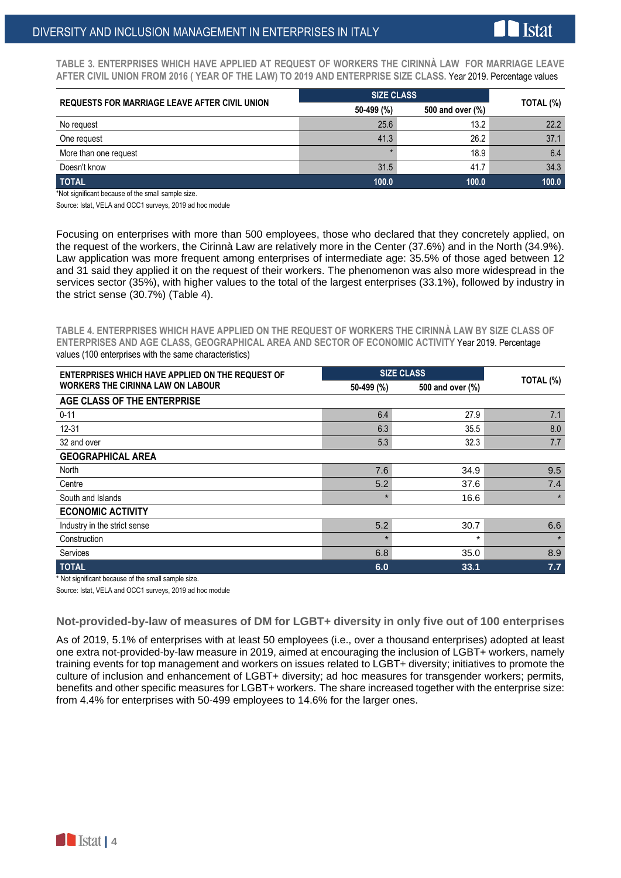**TABLE 3. ENTERPRISES WHICH HAVE APPLIED AT REQUEST OF WORKERS THE CIRINNÀ LAW FOR MARRIAGE LEAVE AFTER CIVIL UNION FROM 2016 ( YEAR OF THE LAW) TO 2019 AND ENTERPRISE SIZE CLASS.** Year 2019. Percentage values

| REQUESTS FOR MARRIAGE LEAVE AFTER CIVIL UNION | SIZE CLASS | | TOTAL (%) |
|---|---|---|---|
| | 50-499 (%) | 500 and over (%) | |
| No request | 25.6 | 13.2 | 22.2 |
| One request | 41.3 | 26.2 | 37.1 |
| More than one request | * | 18.9 | 6.4 |
| Doesn't know | 31.5 | 41.7 | 34.3 |
| **TOTAL** | **100.0** | **100.0** | **100.0** |

*Not significant because of the small sample size.

Source: Istat, VELA and OCC1 surveys, 2019 ad hoc module

Focusing on enterprises with more than 500 employees, those who declared that they concretely applied, on the request of the workers, the Cirinnà Law are relatively more in the Center (37.6%) and in the North (34.9%). Law application was more frequent among enterprises of intermediate age: 35.5% of those aged between 12 and 31 said they applied it on the request of their workers. The phenomenon was also more widespread in the services sector (35%), with higher values to the total of the largest enterprises (33.1%), followed by industry in the strict sense (30.7%) (Table 4).

**TABLE 4. ENTERPRISES WHICH HAVE APPLIED ON THE REQUEST OF WORKERS THE CIRINNÀ LAW BY SIZE CLASS OF ENTERPRISES AND AGE CLASS, GEOGRAPHICAL AREA AND SECTOR OF ECONOMIC ACTIVITY** Year 2019. Percentage values (100 enterprises with the same characteristics)

| ENTERPRISES WHICH HAVE APPLIED ON THE REQUEST OF WORKERS THE CIRINNA LAW ON LABOUR | SIZE CLASS | | TOTAL (%) |
|---|---|---|---|
| | 50-499 (%) | 500 and over (%) | |
| **AGE CLASS OF THE ENTERPRISE** | | | |
| 0-11 | 6.4 | 27.9 | 7.1 |
| 12-31 | 6.3 | 35.5 | 8.0 |
| 32 and over | 5.3 | 32.3 | 7.7 |
| **GEOGRAPHICAL AREA** | | | |
| North | 7.6 | 34.9 | 9.5 |
| Centre | 5.2 | 37.6 | 7.4 |
| South and Islands | * | 16.6 | * |
| **ECONOMIC ACTIVITY** | | | |
| Industry in the strict sense | 5.2 | 30.7 | 6.6 |
| Construction | * | * | * |
| Services | 6.8 | 35.0 | 8.9 |
| **TOTAL** | **6.0** | **33.1** | **7.7** |

\* Not significant because of the small sample size.

Source: Istat, VELA and OCC1 surveys, 2019 ad hoc module

## Not-provided-by-law of measures of DM for LGBT+ diversity in only five out of 100 enterprises

As of 2019, 5.1% of enterprises with at least 50 employees (i.e., over a thousand enterprises) adopted at least one extra not-provided-by-law measure in 2019, aimed at encouraging the inclusion of LGBT+ workers, namely training events for top management and workers on issues related to LGBT+ diversity; initiatives to promote the culture of inclusion and enhancement of LGBT+ diversity; ad hoc measures for transgender workers; permits, benefits and other specific measures for LGBT+ workers. The share increased together with the enterprise size: from 4.4% for enterprises with 50-499 employees to 14.6% for the larger ones.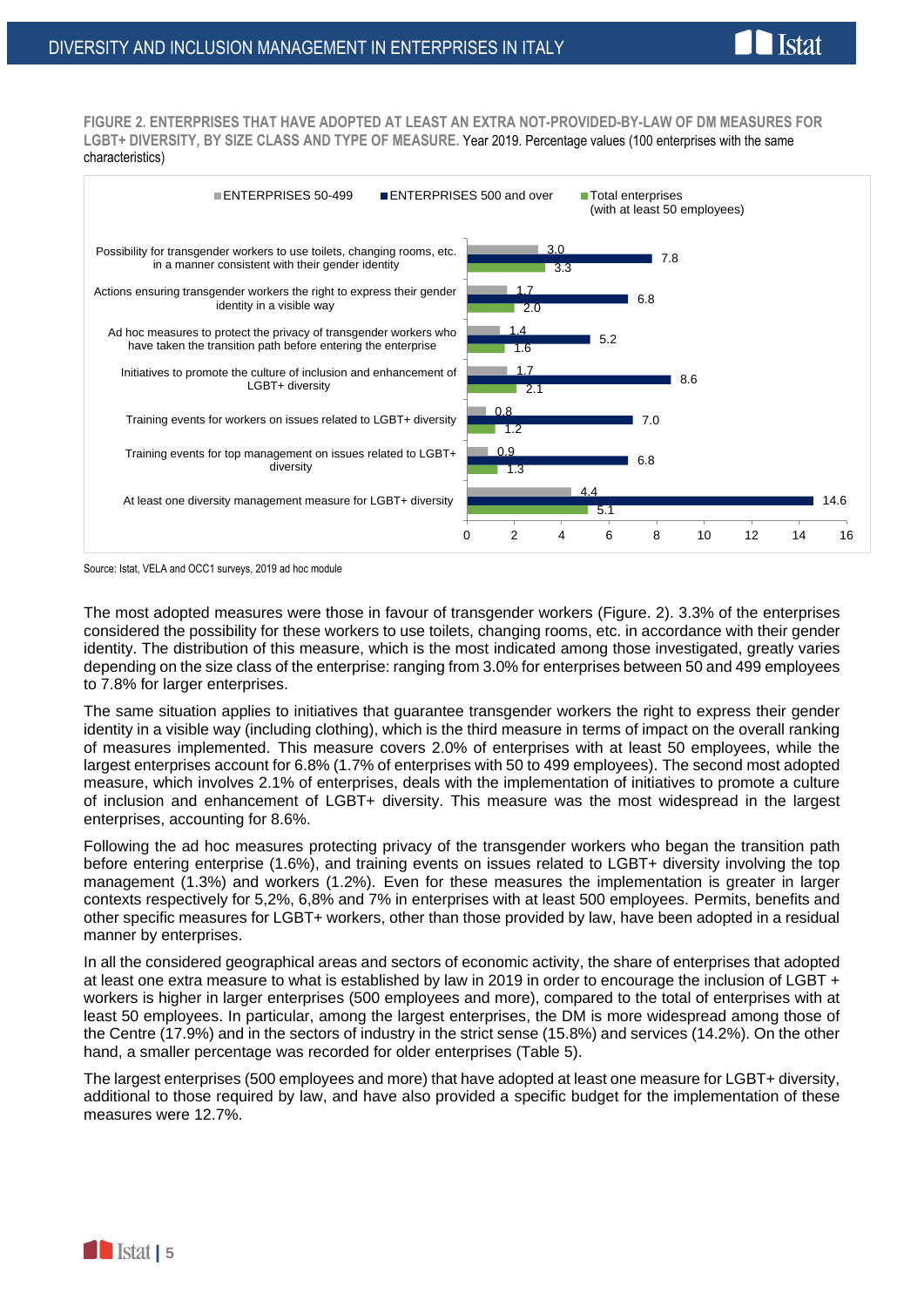**FIGURE 2. ENTERPRISES THAT HAVE ADOPTED AT LEAST AN EXTRA NOT-PROVIDED-BY-LAW OF DM MEASURES FOR LGBT+ DIVERSITY, BY SIZE CLASS AND TYPE OF MEASURE.** Year 2019. Percentage values (100 enterprises with the same characteristics)

| Measure | ENTERPRISES 50-499 | ENTERPRISES 500 and over | Total enterprises (with at least 50 employees) |
|---|---|---|---|
| Possibility for transgender workers to use toilets, changing rooms, etc. in a manner consistent with their gender identity | 3.0 | 7.8 | 3.3 |
| Actions ensuring transgender workers the right to express their gender identity in a visible way | 1.7 | 6.8 | 2.0 |
| Ad hoc measures to protect the privacy of transgender workers who have taken the transition path before entering the enterprise | 1.4 | 5.2 | 1.6 |
| Initiatives to promote the culture of inclusion and enhancement of LGBT+ diversity | 1.7 | 8.6 | 2.1 |
| Training events for workers on issues related to LGBT+ diversity | 0.8 | 7.0 | 1.2 |
| Training events for top management on issues related to LGBT+ diversity | 0.9 | 6.8 | 1.3 |
| At least one diversity management measure for LGBT+ diversity | 4.4 | 14.6 | 5.1 |

Source: Istat, VELA and OCC1 surveys, 2019 ad hoc module

The most adopted measures were those in favour of transgender workers (Figure. 2). 3.3% of the enterprises considered the possibility for these workers to use toilets, changing rooms, etc. in accordance with their gender identity. The distribution of this measure, which is the most indicated among those investigated, greatly varies depending on the size class of the enterprise: ranging from 3.0% for enterprises between 50 and 499 employees to 7.8% for larger enterprises.

The same situation applies to initiatives that guarantee transgender workers the right to express their gender identity in a visible way (including clothing), which is the third measure in terms of impact on the overall ranking of measures implemented. This measure covers 2.0% of enterprises with at least 50 employees, while the largest enterprises account for 6.8% (1.7% of enterprises with 50 to 499 employees). The second most adopted measure, which involves 2.1% of enterprises, deals with the implementation of initiatives to promote a culture of inclusion and enhancement of LGBT+ diversity. This measure was the most widespread in the largest enterprises, accounting for 8.6%.

Following the ad hoc measures protecting privacy of the transgender workers who began the transition path before entering enterprise (1.6%), and training events on issues related to LGBT+ diversity involving the top management (1.3%) and workers (1.2%). Even for these measures the implementation is greater in larger contexts respectively for 5,2%, 6,8% and 7% in enterprises with at least 500 employees. Permits, benefits and other specific measures for LGBT+ workers, other than those provided by law, have been adopted in a residual manner by enterprises.

In all the considered geographical areas and sectors of economic activity, the share of enterprises that adopted at least one extra measure to what is established by law in 2019 in order to encourage the inclusion of LGBT + workers is higher in larger enterprises (500 employees and more), compared to the total of enterprises with at least 50 employees. In particular, among the largest enterprises, the DM is more widespread among those of the Centre (17.9%) and in the sectors of industry in the strict sense (15.8%) and services (14.2%). On the other hand, a smaller percentage was recorded for older enterprises (Table 5).

The largest enterprises (500 employees and more) that have adopted at least one measure for LGBT+ diversity, additional to those required by law, and have also provided a specific budget for the implementation of these measures were 12.7%.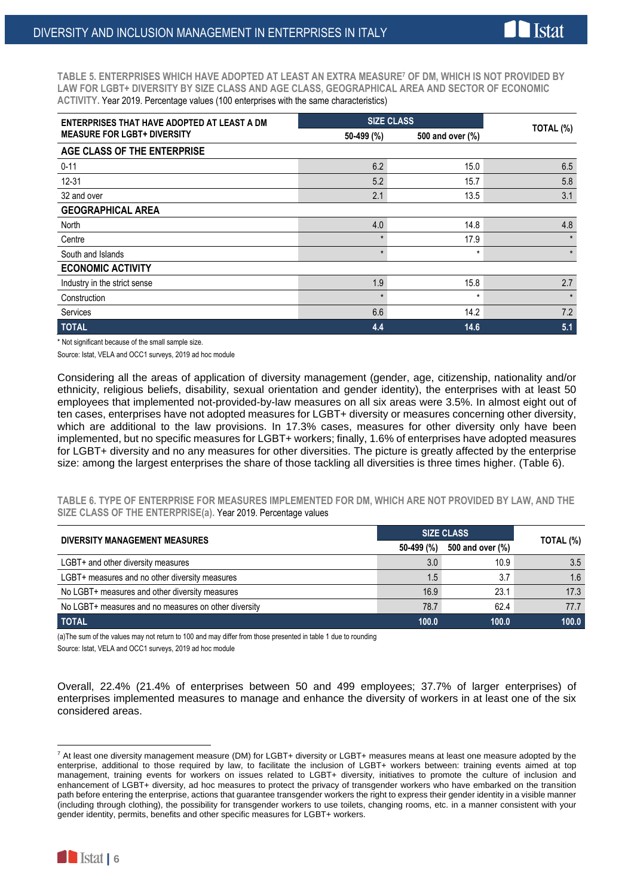**TABLE 5. ENTERPRISES WHICH HAVE ADOPTED AT LEAST AN EXTRA MEASURE[7] OF DM, WHICH IS NOT PROVIDED BY LAW FOR LGBT+ DIVERSITY BY SIZE CLASS AND AGE CLASS, GEOGRAPHICAL AREA AND SECTOR OF ECONOMIC ACTIVITY.** Year 2019. Percentage values (100 enterprises with the same characteristics)

| ENTERPRISES THAT HAVE ADOPTED AT LEAST A DM MEASURE FOR LGBT+ DIVERSITY | SIZE CLASS | | TOTAL (%) |
|---|---|---|---|
| | 50-499 (%) | 500 and over (%) | |
| **AGE CLASS OF THE ENTERPRISE** | | | |
| 0-11 | 6.2 | 15.0 | 6.5 |
| 12-31 | 5.2 | 15.7 | 5.8 |
| 32 and over | 2.1 | 13.5 | 3.1 |
| **GEOGRAPHICAL AREA** | | | |
| North | 4.0 | 14.8 | 4.8 |
| Centre | * | 17.9 | * |
| South and Islands | * | * | * |
| **ECONOMIC ACTIVITY** | | | |
| Industry in the strict sense | 1.9 | 15.8 | 2.7 |
| Construction | * | * | * |
| Services | 6.6 | 14.2 | 7.2 |
| **TOTAL** | **4.4** | **14.6** | **5.1** |

\* Not significant because of the small sample size.

Source: Istat, VELA and OCC1 surveys, 2019 ad hoc module

Considering all the areas of application of diversity management (gender, age, citizenship, nationality and/or ethnicity, religious beliefs, disability, sexual orientation and gender identity), the enterprises with at least 50 employees that implemented not-provided-by-law measures on all six areas were 3.5%. In almost eight out of ten cases, enterprises have not adopted measures for LGBT+ diversity or measures concerning other diversity, which are additional to the law provisions. In 17.3% cases, measures for other diversity only have been implemented, but no specific measures for LGBT+ workers; finally, 1.6% of enterprises have adopted measures for LGBT+ diversity and no any measures for other diversities. The picture is greatly affected by the enterprise size: among the largest enterprises the share of those tackling all diversities is three times higher. (Table 6).

**TABLE 6. TYPE OF ENTERPRISE FOR MEASURES IMPLEMENTED FOR DM, WHICH ARE NOT PROVIDED BY LAW, AND THE SIZE CLASS OF THE ENTERPRISE(a).** Year 2019. Percentage values

| DIVERSITY MANAGEMENT MEASURES | SIZE CLASS | | TOTAL (%) |
|---|---|---|---|
| | 50-499 (%) | 500 and over (%) | |
| LGBT+ and other diversity measures | 3.0 | 10.9 | 3.5 |
| LGBT+ measures and no other diversity measures | 1.5 | 3.7 | 1.6 |
| No LGBT+ measures and other diversity measures | 16.9 | 23.1 | 17.3 |
| No LGBT+ measures and no measures on other diversity | 78.7 | 62.4 | 77.7 |
| **TOTAL** | **100.0** | **100.0** | **100.0** |

(a)The sum of the values may not return to 100 and may differ from those presented in table 1 due to rounding

Source: Istat, VELA and OCC1 surveys, 2019 ad hoc module

Overall, 22.4% (21.4% of enterprises between 50 and 499 employees; 37.7% of larger enterprises) of enterprises implemented measures to manage and enhance the diversity of workers in at least one of the six considered areas.

---

[7] At least one diversity management measure (DM) for LGBT+ diversity or LGBT+ measures means at least one measure adopted by the enterprise, additional to those required by law, to facilitate the inclusion of LGBT+ workers between: training events aimed at top management, training events for workers on issues related to LGBT+ diversity, initiatives to promote the culture of inclusion and enhancement of LGBT+ diversity, ad hoc measures to protect the privacy of transgender workers who have embarked on the transition path before entering the enterprise, actions that guarantee transgender workers the right to express their gender identity in a visible manner (including through clothing), the possibility for transgender workers to use toilets, changing rooms, etc. in a manner consistent with your gender identity, permits, benefits and other specific measures for LGBT+ workers.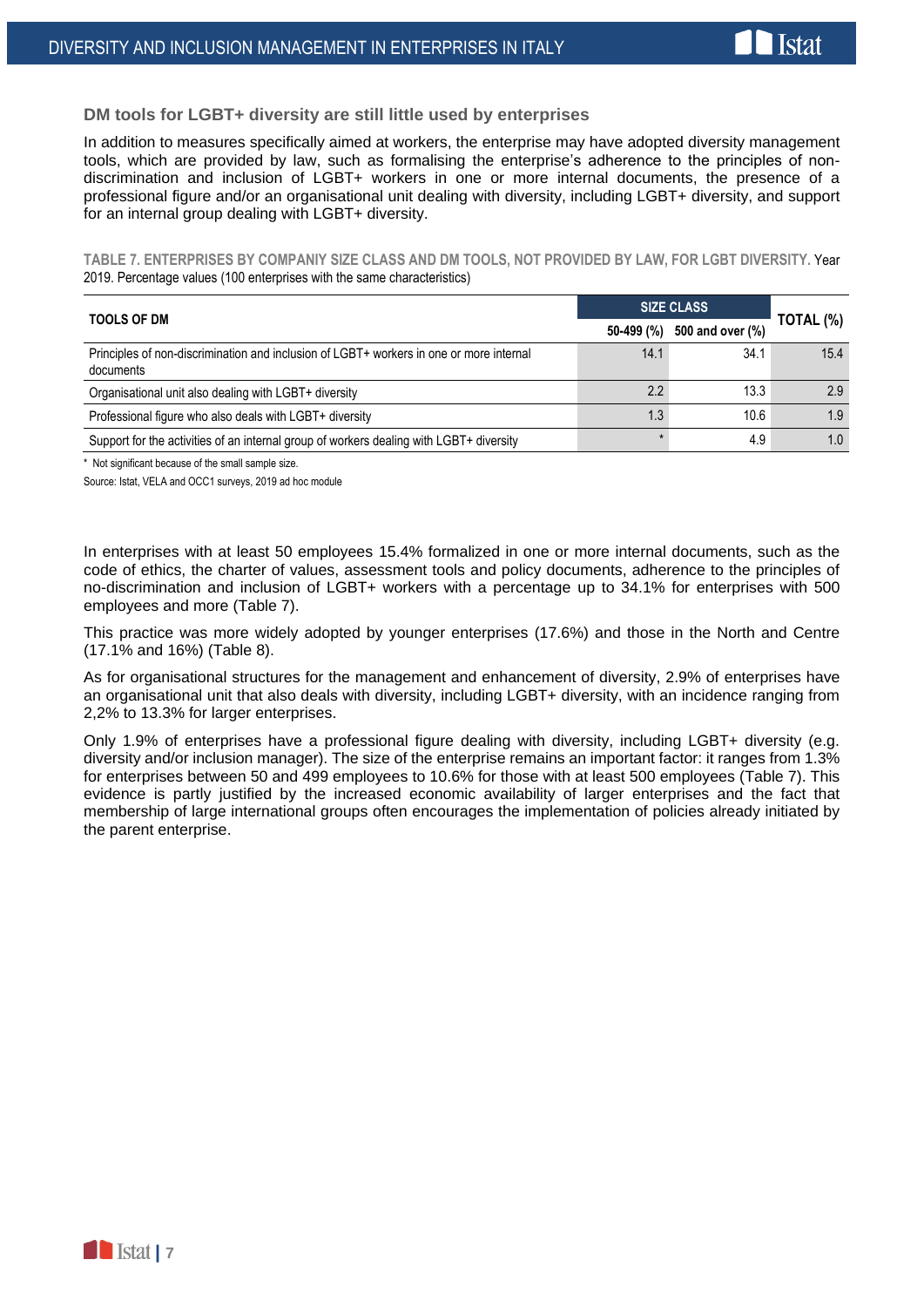## DM tools for LGBT+ diversity are still little used by enterprises

In addition to measures specifically aimed at workers, the enterprise may have adopted diversity management tools, which are provided by law, such as formalising the enterprise's adherence to the principles of non-discrimination and inclusion of LGBT+ workers in one or more internal documents, the presence of a professional figure and/or an organisational unit dealing with diversity, including LGBT+ diversity, and support for an internal group dealing with LGBT+ diversity.

**TABLE 7. ENTERPRISES BY COMPANIY SIZE CLASS AND DM TOOLS, NOT PROVIDED BY LAW, FOR LGBT DIVERSITY.** Year 2019. Percentage values (100 enterprises with the same characteristics)

| TOOLS OF DM | SIZE CLASS | | TOTAL (%) |
|---|---|---|---|
| | 50-499 (%) | 500 and over (%) | |
| Principles of non-discrimination and inclusion of LGBT+ workers in one or more internal documents | 14.1 | 34.1 | 15.4 |
| Organisational unit also dealing with LGBT+ diversity | 2.2 | 13.3 | 2.9 |
| Professional figure who also deals with LGBT+ diversity | 1.3 | 10.6 | 1.9 |
| Support for the activities of an internal group of workers dealing with LGBT+ diversity | * | 4.9 | 1.0 |

\* Not significant because of the small sample size.

Source: Istat, VELA and OCC1 surveys, 2019 ad hoc module

In enterprises with at least 50 employees 15.4% formalized in one or more internal documents, such as the code of ethics, the charter of values, assessment tools and policy documents, adherence to the principles of no-discrimination and inclusion of LGBT+ workers with a percentage up to 34.1% for enterprises with 500 employees and more (Table 7).

This practice was more widely adopted by younger enterprises (17.6%) and those in the North and Centre (17.1% and 16%) (Table 8).

As for organisational structures for the management and enhancement of diversity, 2.9% of enterprises have an organisational unit that also deals with diversity, including LGBT+ diversity, with an incidence ranging from 2,2% to 13.3% for larger enterprises.

Only 1.9% of enterprises have a professional figure dealing with diversity, including LGBT+ diversity (e.g. diversity and/or inclusion manager). The size of the enterprise remains an important factor: it ranges from 1.3% for enterprises between 50 and 499 employees to 10.6% for those with at least 500 employees (Table 7). This evidence is partly justified by the increased economic availability of larger enterprises and the fact that membership of large international groups often encourages the implementation of policies already initiated by the parent enterprise.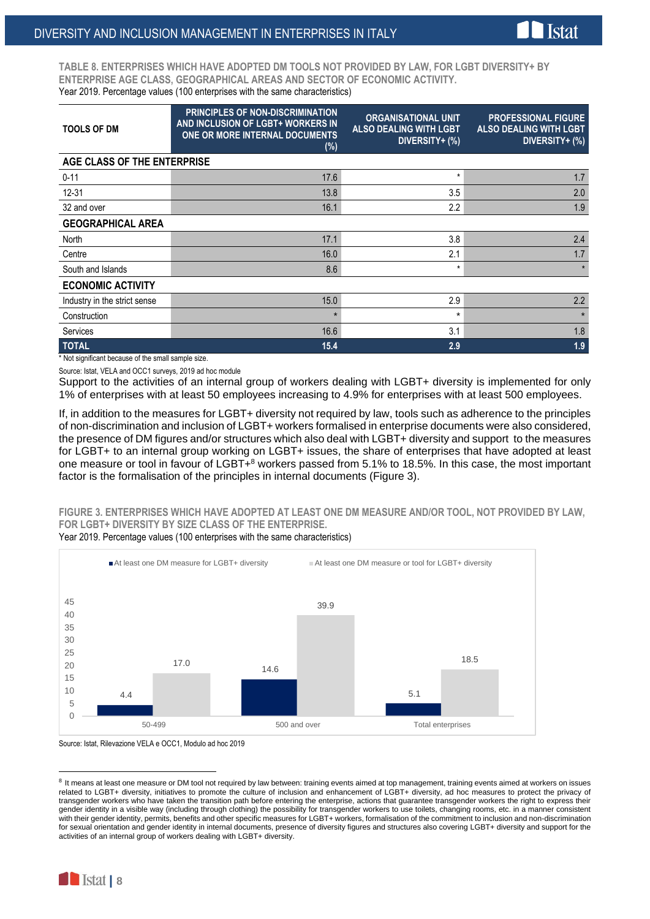**TABLE 8. ENTERPRISES WHICH HAVE ADOPTED DM TOOLS NOT PROVIDED BY LAW, FOR LGBT DIVERSITY+ BY ENTERPRISE AGE CLASS, GEOGRAPHICAL AREAS AND SECTOR OF ECONOMIC ACTIVITY.**
Year 2019. Percentage values (100 enterprises with the same characteristics)

| TOOLS OF DM | PRINCIPLES OF NON-DISCRIMINATION AND INCLUSION OF LGBT+ WORKERS IN ONE OR MORE INTERNAL DOCUMENTS (%) | ORGANISATIONAL UNIT ALSO DEALING WITH LGBT DIVERSITY+ (%) | PROFESSIONAL FIGURE ALSO DEALING WITH LGBT DIVERSITY+ (%) |
|---|---|---|---|
| **AGE CLASS OF THE ENTERPRISE** | | | |
| 0-11 | 17.6 | * | 1.7 |
| 12-31 | 13.8 | 3.5 | 2.0 |
| 32 and over | 16.1 | 2.2 | 1.9 |
| **GEOGRAPHICAL AREA** | | | |
| North | 17.1 | 3.8 | 2.4 |
| Centre | 16.0 | 2.1 | 1.7 |
| South and Islands | 8.6 | * | * |
| **ECONOMIC ACTIVITY** | | | |
| Industry in the strict sense | 15.0 | 2.9 | 2.2 |
| Construction | * | * | * |
| Services | 16.6 | 3.1 | 1.8 |
| **TOTAL** | **15.4** | **2.9** | **1.9** |

\* Not significant because of the small sample size.

Source: Istat, VELA and OCC1 surveys, 2019 ad hoc module

Support to the activities of an internal group of workers dealing with LGBT+ diversity is implemented for only 1% of enterprises with at least 50 employees increasing to 4.9% for enterprises with at least 500 employees.

If, in addition to the measures for LGBT+ diversity not required by law, tools such as adherence to the principles of non-discrimination and inclusion of LGBT+ workers formalised in enterprise documents were also considered, the presence of DM figures and/or structures which also deal with LGBT+ diversity and support to the measures for LGBT+ to an internal group working on LGBT+ issues, the share of enterprises that have adopted at least one measure or tool in favour of LGBT+[8] workers passed from 5.1% to 18.5%. In this case, the most important factor is the formalisation of the principles in internal documents (Figure 3).

**FIGURE 3. ENTERPRISES WHICH HAVE ADOPTED AT LEAST ONE DM MEASURE AND/OR TOOL, NOT PROVIDED BY LAW, FOR LGBT+ DIVERSITY BY SIZE CLASS OF THE ENTERPRISE.**
Year 2019. Percentage values (100 enterprises with the same characteristics)

| | At least one DM measure for LGBT+ diversity | At least one DM measure or tool for LGBT+ diversity |
|---|---|---|
| 50-499 | 4.4 | 17.0 |
| 500 and over | 14.6 | 39.9 |
| Total enterprises | 5.1 | 18.5 |

Source: Istat, Rilevazione VELA e OCC1, Modulo ad hoc 2019

[8] It means at least one measure or DM tool not required by law between: training events aimed at top management, training events aimed at workers on issues related to LGBT+ diversity, initiatives to promote the culture of inclusion and enhancement of LGBT+ diversity, ad hoc measures to protect the privacy of transgender workers who have taken the transition path before entering the enterprise, actions that guarantee transgender workers the right to express their gender identity in a visible way (including through clothing) the possibility for transgender workers to use toilets, changing rooms, etc. in a manner consistent with their gender identity, permits, benefits and other specific measures for LGBT+ workers, formalisation of the commitment to inclusion and non-discrimination for sexual orientation and gender identity in internal documents, presence of diversity figures and structures also covering LGBT+ diversity and support for the activities of an internal group of workers dealing with LGBT+ diversity.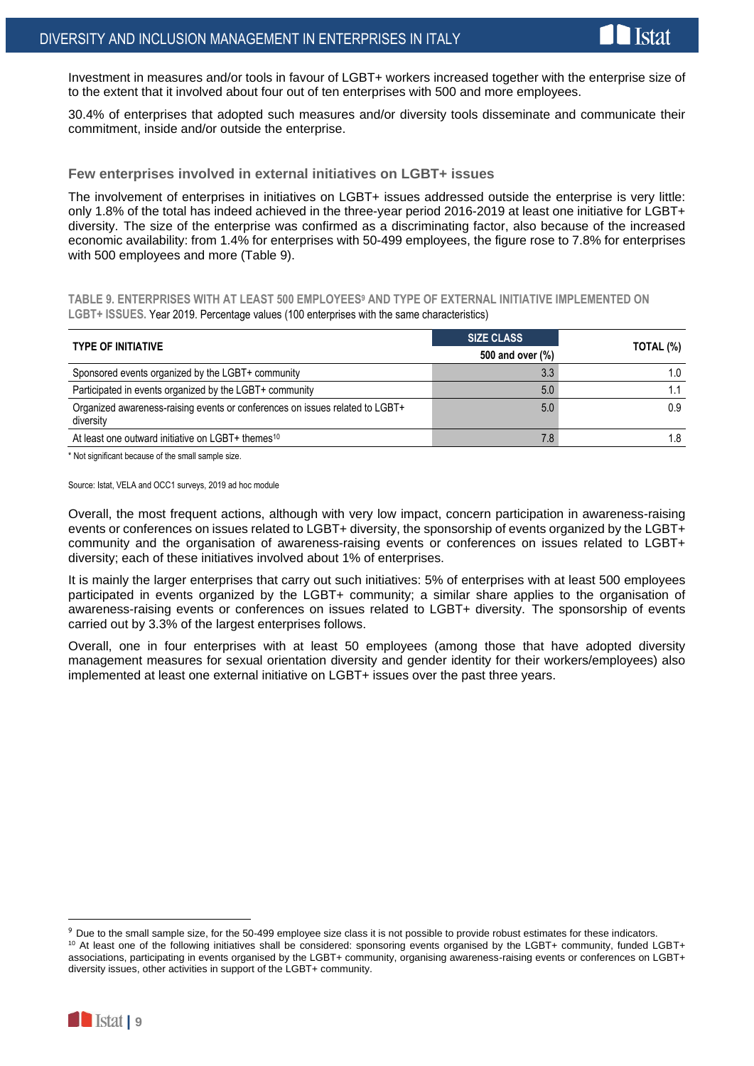Investment in measures and/or tools in favour of LGBT+ workers increased together with the enterprise size of to the extent that it involved about four out of ten enterprises with 500 and more employees.

30.4% of enterprises that adopted such measures and/or diversity tools disseminate and communicate their commitment, inside and/or outside the enterprise.

### Few enterprises involved in external initiatives on LGBT+ issues

The involvement of enterprises in initiatives on LGBT+ issues addressed outside the enterprise is very little: only 1.8% of the total has indeed achieved in the three-year period 2016-2019 at least one initiative for LGBT+ diversity. The size of the enterprise was confirmed as a discriminating factor, also because of the increased economic availability: from 1.4% for enterprises with 50-499 employees, the figure rose to 7.8% for enterprises with 500 employees and more (Table 9).

**TABLE 9. ENTERPRISES WITH AT LEAST 500 EMPLOYEES[9] AND TYPE OF EXTERNAL INITIATIVE IMPLEMENTED ON LGBT+ ISSUES.** Year 2019. Percentage values (100 enterprises with the same characteristics)

| TYPE OF INITIATIVE | SIZE CLASS 500 and over (%) | TOTAL (%) |
|---|---|---|
| Sponsored events organized by the LGBT+ community | 3.3 | 1.0 |
| Participated in events organized by the LGBT+ community | 5.0 | 1.1 |
| Organized awareness-raising events or conferences on issues related to LGBT+ diversity | 5.0 | 0.9 |
| At least one outward initiative on LGBT+ themes[10] | 7.8 | 1.8 |

\* Not significant because of the small sample size.

Source: Istat, VELA and OCC1 surveys, 2019 ad hoc module

Overall, the most frequent actions, although with very low impact, concern participation in awareness-raising events or conferences on issues related to LGBT+ diversity, the sponsorship of events organized by the LGBT+ community and the organisation of awareness-raising events or conferences on issues related to LGBT+ diversity; each of these initiatives involved about 1% of enterprises.

It is mainly the larger enterprises that carry out such initiatives: 5% of enterprises with at least 500 employees participated in events organized by the LGBT+ community; a similar share applies to the organisation of awareness-raising events or conferences on issues related to LGBT+ diversity. The sponsorship of events carried out by 3.3% of the largest enterprises follows.

Overall, one in four enterprises with at least 50 employees (among those that have adopted diversity management measures for sexual orientation diversity and gender identity for their workers/employees) also implemented at least one external initiative on LGBT+ issues over the past three years.

---

[9] Due to the small sample size, for the 50-499 employee size class it is not possible to provide robust estimates for these indicators.

[10] At least one of the following initiatives shall be considered: sponsoring events organised by the LGBT+ community, funded LGBT+ associations, participating in events organised by the LGBT+ community, organising awareness-raising events or conferences on LGBT+ diversity issues, other activities in support of the LGBT+ community.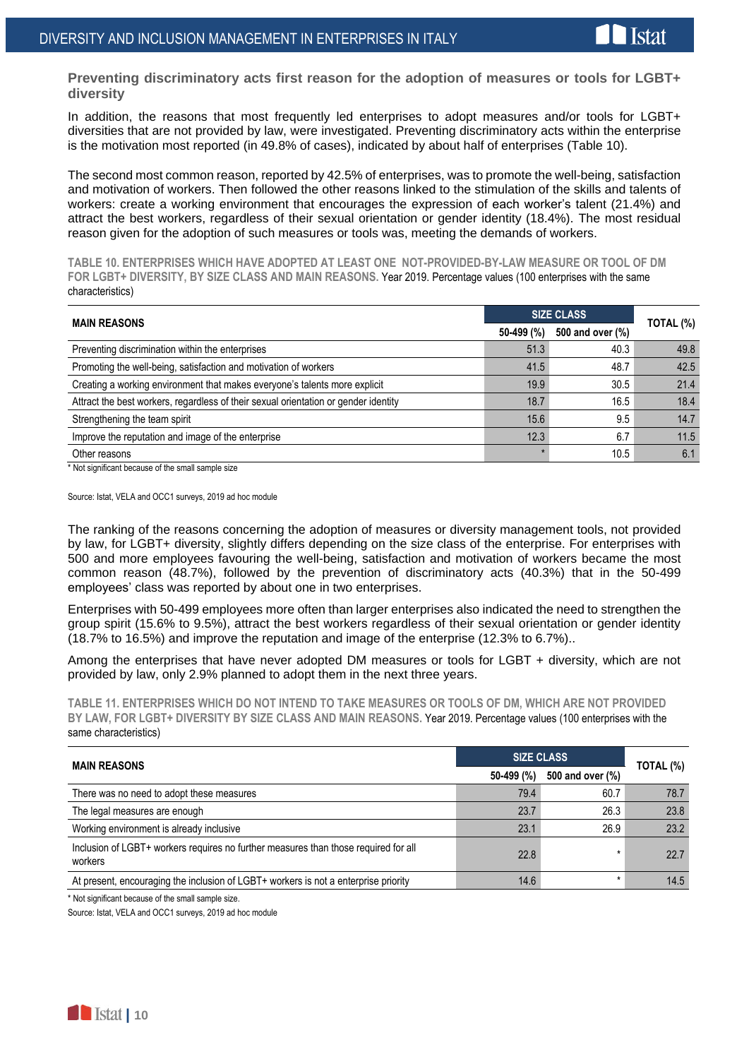## Preventing discriminatory acts first reason for the adoption of measures or tools for LGBT+ diversity

In addition, the reasons that most frequently led enterprises to adopt measures and/or tools for LGBT+ diversities that are not provided by law, were investigated. Preventing discriminatory acts within the enterprise is the motivation most reported (in 49.8% of cases), indicated by about half of enterprises (Table 10).

The second most common reason, reported by 42.5% of enterprises, was to promote the well-being, satisfaction and motivation of workers. Then followed the other reasons linked to the stimulation of the skills and talents of workers: create a working environment that encourages the expression of each worker's talent (21.4%) and attract the best workers, regardless of their sexual orientation or gender identity (18.4%). The most residual reason given for the adoption of such measures or tools was, meeting the demands of workers.

**TABLE 10. ENTERPRISES WHICH HAVE ADOPTED AT LEAST ONE NOT-PROVIDED-BY-LAW MEASURE OR TOOL OF DM FOR LGBT+ DIVERSITY, BY SIZE CLASS AND MAIN REASONS.** Year 2019. Percentage values (100 enterprises with the same characteristics)

| MAIN REASONS | SIZE CLASS | | TOTAL (%) |
|---|---|---|---|
| | 50-499 (%) | 500 and over (%) | |
| Preventing discrimination within the enterprises | 51.3 | 40.3 | 49.8 |
| Promoting the well-being, satisfaction and motivation of workers | 41.5 | 48.7 | 42.5 |
| Creating a working environment that makes everyone's talents more explicit | 19.9 | 30.5 | 21.4 |
| Attract the best workers, regardless of their sexual orientation or gender identity | 18.7 | 16.5 | 18.4 |
| Strengthening the team spirit | 15.6 | 9.5 | 14.7 |
| Improve the reputation and image of the enterprise | 12.3 | 6.7 | 11.5 |
| Other reasons | * | 10.5 | 6.1 |

\* Not significant because of the small sample size

Source: Istat, VELA and OCC1 surveys, 2019 ad hoc module

The ranking of the reasons concerning the adoption of measures or diversity management tools, not provided by law, for LGBT+ diversity, slightly differs depending on the size class of the enterprise. For enterprises with 500 and more employees favouring the well-being, satisfaction and motivation of workers became the most common reason (48.7%), followed by the prevention of discriminatory acts (40.3%) that in the 50-499 employees' class was reported by about one in two enterprises.

Enterprises with 50-499 employees more often than larger enterprises also indicated the need to strengthen the group spirit (15.6% to 9.5%), attract the best workers regardless of their sexual orientation or gender identity (18.7% to 16.5%) and improve the reputation and image of the enterprise (12.3% to 6.7%)..

Among the enterprises that have never adopted DM measures or tools for LGBT + diversity, which are not provided by law, only 2.9% planned to adopt them in the next three years.

**TABLE 11. ENTERPRISES WHICH DO NOT INTEND TO TAKE MEASURES OR TOOLS OF DM, WHICH ARE NOT PROVIDED BY LAW, FOR LGBT+ DIVERSITY BY SIZE CLASS AND MAIN REASONS.** Year 2019. Percentage values (100 enterprises with the same characteristics)

| MAIN REASONS | SIZE CLASS | | TOTAL (%) |
|---|---|---|---|
| | 50-499 (%) | 500 and over (%) | |
| There was no need to adopt these measures | 79.4 | 60.7 | 78.7 |
| The legal measures are enough | 23.7 | 26.3 | 23.8 |
| Working environment is already inclusive | 23.1 | 26.9 | 23.2 |
| Inclusion of LGBT+ workers requires no further measures than those required for all workers | 22.8 | * | 22.7 |
| At present, encouraging the inclusion of LGBT+ workers is not a enterprise priority | 14.6 | * | 14.5 |

\* Not significant because of the small sample size.

Source: Istat, VELA and OCC1 surveys, 2019 ad hoc module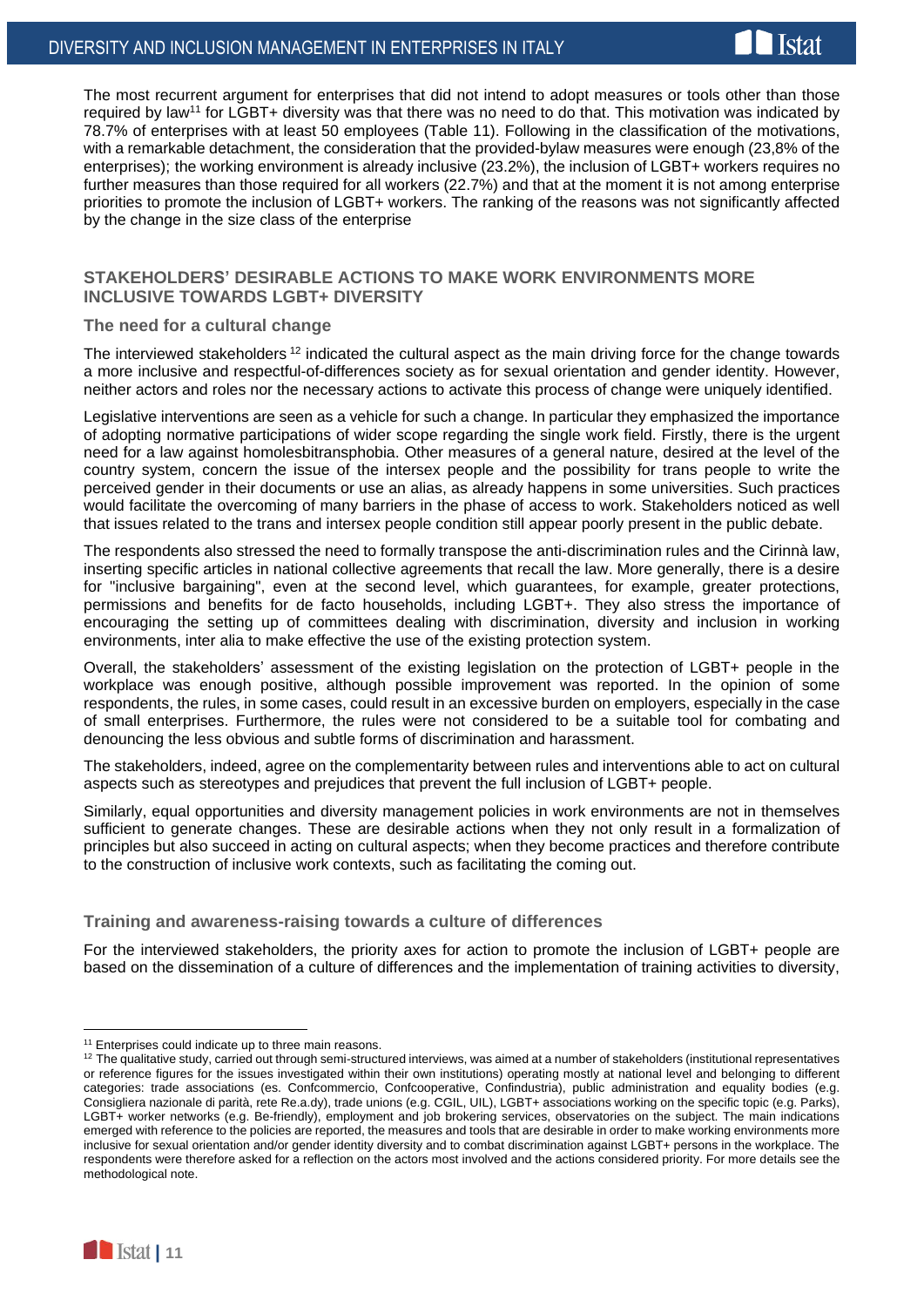The most recurrent argument for enterprises that did not intend to adopt measures or tools other than those required by law[11] for LGBT+ diversity was that there was no need to do that. This motivation was indicated by 78.7% of enterprises with at least 50 employees (Table 11). Following in the classification of the motivations, with a remarkable detachment, the consideration that the provided-bylaw measures were enough (23,8% of the enterprises); the working environment is already inclusive (23.2%), the inclusion of LGBT+ workers requires no further measures than those required for all workers (22.7%) and that at the moment it is not among enterprise priorities to promote the inclusion of LGBT+ workers. The ranking of the reasons was not significantly affected by the change in the size class of the enterprise

## STAKEHOLDERS' DESIRABLE ACTIONS TO MAKE WORK ENVIRONMENTS MORE INCLUSIVE TOWARDS LGBT+ DIVERSITY

### The need for a cultural change

The interviewed stakeholders [12] indicated the cultural aspect as the main driving force for the change towards a more inclusive and respectful-of-differences society as for sexual orientation and gender identity. However, neither actors and roles nor the necessary actions to activate this process of change were uniquely identified.

Legislative interventions are seen as a vehicle for such a change. In particular they emphasized the importance of adopting normative participations of wider scope regarding the single work field. Firstly, there is the urgent need for a law against homolesbitransphobia. Other measures of a general nature, desired at the level of the country system, concern the issue of the intersex people and the possibility for trans people to write the perceived gender in their documents or use an alias, as already happens in some universities. Such practices would facilitate the overcoming of many barriers in the phase of access to work. Stakeholders noticed as well that issues related to the trans and intersex people condition still appear poorly present in the public debate.

The respondents also stressed the need to formally transpose the anti-discrimination rules and the Cirinnà law, inserting specific articles in national collective agreements that recall the law. More generally, there is a desire for "inclusive bargaining", even at the second level, which guarantees, for example, greater protections, permissions and benefits for de facto households, including LGBT+. They also stress the importance of encouraging the setting up of committees dealing with discrimination, diversity and inclusion in working environments, inter alia to make effective the use of the existing protection system.

Overall, the stakeholders' assessment of the existing legislation on the protection of LGBT+ people in the workplace was enough positive, although possible improvement was reported. In the opinion of some respondents, the rules, in some cases, could result in an excessive burden on employers, especially in the case of small enterprises. Furthermore, the rules were not considered to be a suitable tool for combating and denouncing the less obvious and subtle forms of discrimination and harassment.

The stakeholders, indeed, agree on the complementarity between rules and interventions able to act on cultural aspects such as stereotypes and prejudices that prevent the full inclusion of LGBT+ people.

Similarly, equal opportunities and diversity management policies in work environments are not in themselves sufficient to generate changes. These are desirable actions when they not only result in a formalization of principles but also succeed in acting on cultural aspects; when they become practices and therefore contribute to the construction of inclusive work contexts, such as facilitating the coming out.

### Training and awareness-raising towards a culture of differences

For the interviewed stakeholders, the priority axes for action to promote the inclusion of LGBT+ people are based on the dissemination of a culture of differences and the implementation of training activities to diversity,

---

[11] Enterprises could indicate up to three main reasons.

[12] The qualitative study, carried out through semi-structured interviews, was aimed at a number of stakeholders (institutional representatives or reference figures for the issues investigated within their own institutions) operating mostly at national level and belonging to different categories: trade associations (es. Confcommercio, Confcooperative, Confindustria), public administration and equality bodies (e.g. Consigliera nazionale di parità, rete Re.a.dy), trade unions (e.g. CGIL, UIL), LGBT+ associations working on the specific topic (e.g. Parks), LGBT+ worker networks (e.g. Be-friendly), employment and job brokering services, observatories on the subject. The main indications emerged with reference to the policies are reported, the measures and tools that are desirable in order to make working environments more inclusive for sexual orientation and/or gender identity diversity and to combat discrimination against LGBT+ persons in the workplace. The respondents were therefore asked for a reflection on the actors most involved and the actions considered priority. For more details see the methodological note.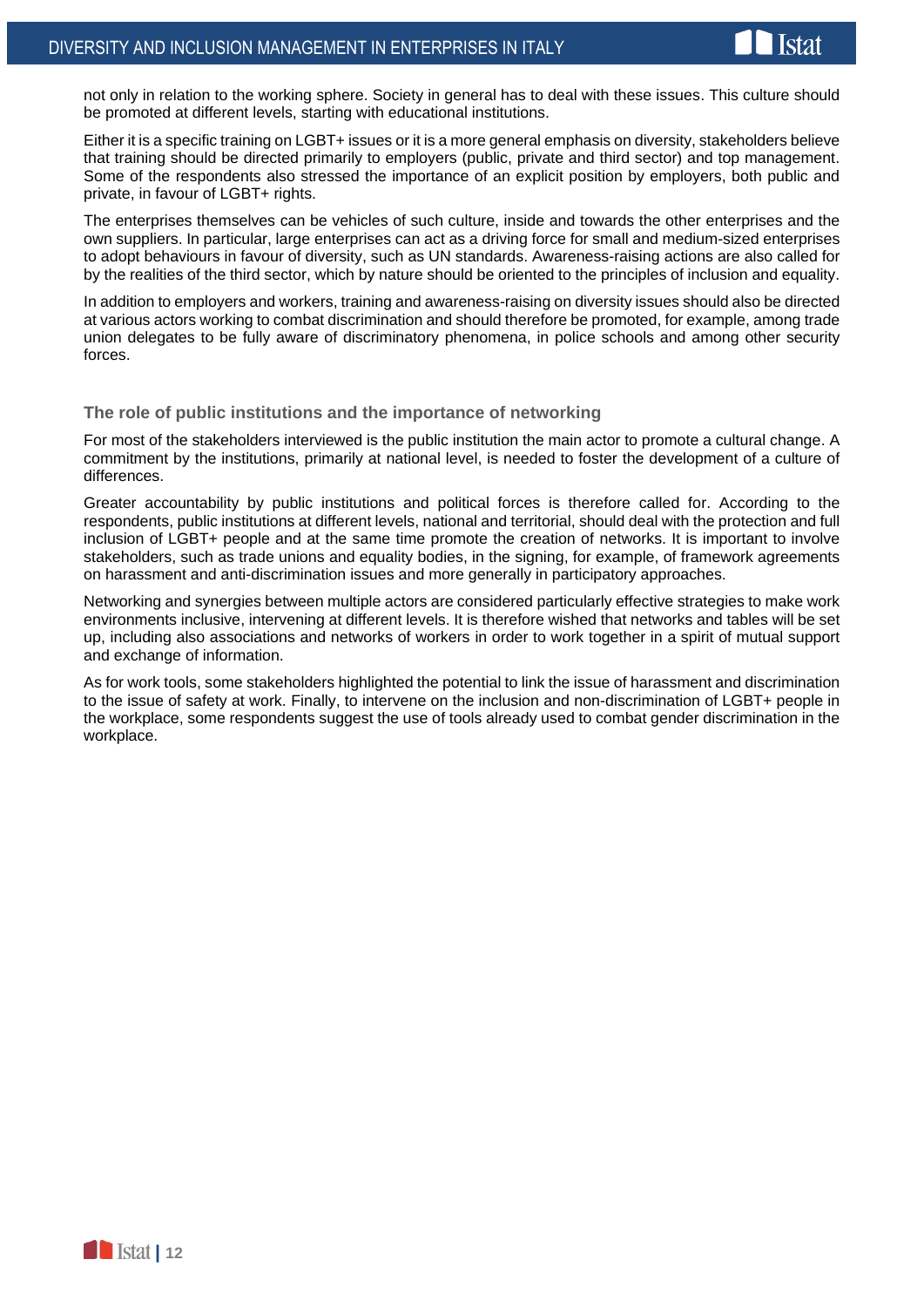not only in relation to the working sphere. Society in general has to deal with these issues. This culture should be promoted at different levels, starting with educational institutions.

Either it is a specific training on LGBT+ issues or it is a more general emphasis on diversity, stakeholders believe that training should be directed primarily to employers (public, private and third sector) and top management. Some of the respondents also stressed the importance of an explicit position by employers, both public and private, in favour of LGBT+ rights.

The enterprises themselves can be vehicles of such culture, inside and towards the other enterprises and the own suppliers. In particular, large enterprises can act as a driving force for small and medium-sized enterprises to adopt behaviours in favour of diversity, such as UN standards. Awareness-raising actions are also called for by the realities of the third sector, which by nature should be oriented to the principles of inclusion and equality.

In addition to employers and workers, training and awareness-raising on diversity issues should also be directed at various actors working to combat discrimination and should therefore be promoted, for example, among trade union delegates to be fully aware of discriminatory phenomena, in police schools and among other security forces.

### The role of public institutions and the importance of networking

For most of the stakeholders interviewed is the public institution the main actor to promote a cultural change. A commitment by the institutions, primarily at national level, is needed to foster the development of a culture of differences.

Greater accountability by public institutions and political forces is therefore called for. According to the respondents, public institutions at different levels, national and territorial, should deal with the protection and full inclusion of LGBT+ people and at the same time promote the creation of networks. It is important to involve stakeholders, such as trade unions and equality bodies, in the signing, for example, of framework agreements on harassment and anti-discrimination issues and more generally in participatory approaches.

Networking and synergies between multiple actors are considered particularly effective strategies to make work environments inclusive, intervening at different levels. It is therefore wished that networks and tables will be set up, including also associations and networks of workers in order to work together in a spirit of mutual support and exchange of information.

As for work tools, some stakeholders highlighted the potential to link the issue of harassment and discrimination to the issue of safety at work. Finally, to intervene on the inclusion and non-discrimination of LGBT+ people in the workplace, some respondents suggest the use of tools already used to combat gender discrimination in the workplace.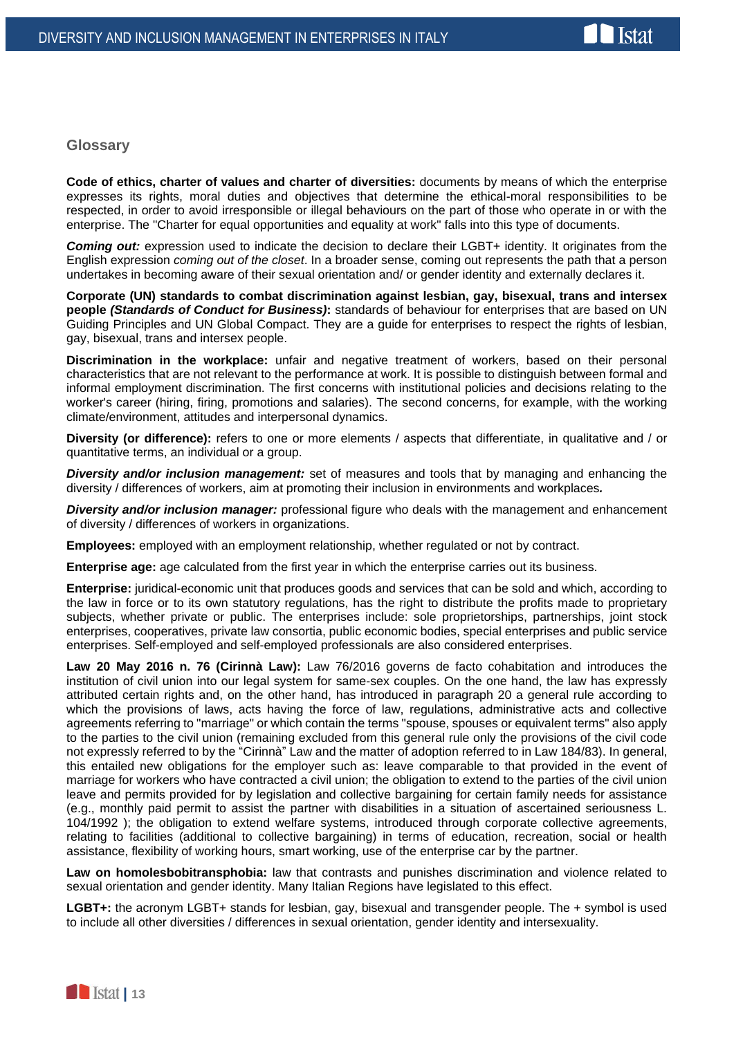## Glossary

**Code of ethics, charter of values and charter of diversities:** documents by means of which the enterprise expresses its rights, moral duties and objectives that determine the ethical-moral responsibilities to be respected, in order to avoid irresponsible or illegal behaviours on the part of those who operate in or with the enterprise. The "Charter for equal opportunities and equality at work" falls into this type of documents.

***Coming out:*** expression used to indicate the decision to declare their LGBT+ identity. It originates from the English expression *coming out of the closet*. In a broader sense, coming out represents the path that a person undertakes in becoming aware of their sexual orientation and/ or gender identity and externally declares it.

**Corporate (UN) standards to combat discrimination against lesbian, gay, bisexual, trans and intersex people *(Standards of Conduct for Business)*:** standards of behaviour for enterprises that are based on UN Guiding Principles and UN Global Compact. They are a guide for enterprises to respect the rights of lesbian, gay, bisexual, trans and intersex people.

**Discrimination in the workplace:** unfair and negative treatment of workers, based on their personal characteristics that are not relevant to the performance at work. It is possible to distinguish between formal and informal employment discrimination. The first concerns with institutional policies and decisions relating to the worker's career (hiring, firing, promotions and salaries). The second concerns, for example, with the working climate/environment, attitudes and interpersonal dynamics.

**Diversity (or difference):** refers to one or more elements / aspects that differentiate, in qualitative and / or quantitative terms, an individual or a group.

***Diversity and/or inclusion management:*** set of measures and tools that by managing and enhancing the diversity / differences of workers, aim at promoting their inclusion in environments and workplaces***.***

***Diversity and/or inclusion manager:*** professional figure who deals with the management and enhancement of diversity / differences of workers in organizations.

**Employees:** employed with an employment relationship, whether regulated or not by contract.

**Enterprise age:** age calculated from the first year in which the enterprise carries out its business.

**Enterprise:** juridical-economic unit that produces goods and services that can be sold and which, according to the law in force or to its own statutory regulations, has the right to distribute the profits made to proprietary subjects, whether private or public. The enterprises include: sole proprietorships, partnerships, joint stock enterprises, cooperatives, private law consortia, public economic bodies, special enterprises and public service enterprises. Self-employed and self-employed professionals are also considered enterprises.

**Law 20 May 2016 n. 76 (Cirinnà Law):** Law 76/2016 governs de facto cohabitation and introduces the institution of civil union into our legal system for same-sex couples. On the one hand, the law has expressly attributed certain rights and, on the other hand, has introduced in paragraph 20 a general rule according to which the provisions of laws, acts having the force of law, regulations, administrative acts and collective agreements referring to "marriage" or which contain the terms "spouse, spouses or equivalent terms" also apply to the parties to the civil union (remaining excluded from this general rule only the provisions of the civil code not expressly referred to by the "Cirinnà" Law and the matter of adoption referred to in Law 184/83). In general, this entailed new obligations for the employer such as: leave comparable to that provided in the event of marriage for workers who have contracted a civil union; the obligation to extend to the parties of the civil union leave and permits provided for by legislation and collective bargaining for certain family needs for assistance (e.g., monthly paid permit to assist the partner with disabilities in a situation of ascertained seriousness L. 104/1992 ); the obligation to extend welfare systems, introduced through corporate collective agreements, relating to facilities (additional to collective bargaining) in terms of education, recreation, social or health assistance, flexibility of working hours, smart working, use of the enterprise car by the partner.

**Law on homolesbobitransphobia:** law that contrasts and punishes discrimination and violence related to sexual orientation and gender identity. Many Italian Regions have legislated to this effect.

**LGBT+:** the acronym LGBT+ stands for lesbian, gay, bisexual and transgender people. The + symbol is used to include all other diversities / differences in sexual orientation, gender identity and intersexuality.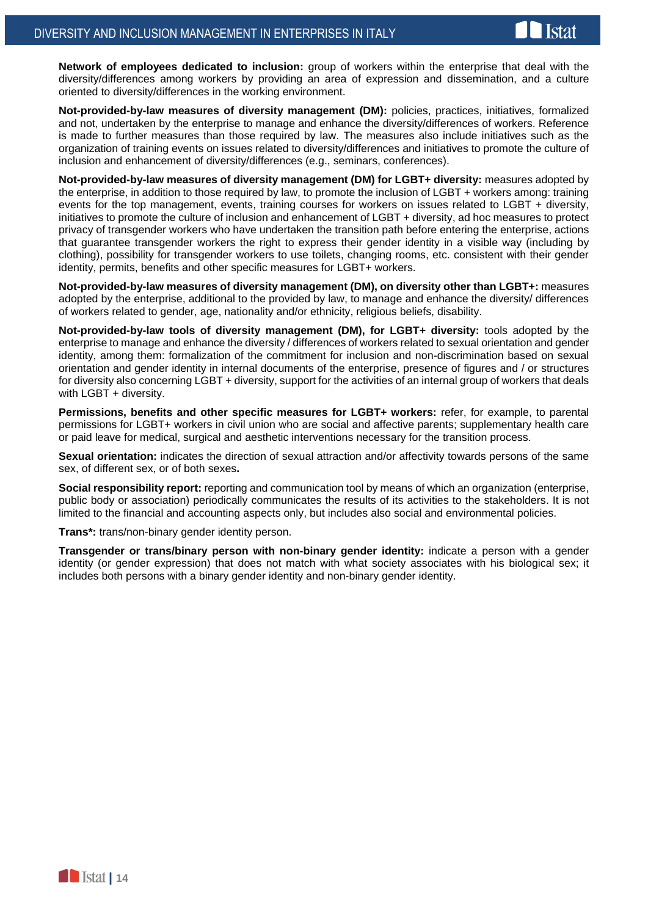**Network of employees dedicated to inclusion:** group of workers within the enterprise that deal with the diversity/differences among workers by providing an area of expression and dissemination, and a culture oriented to diversity/differences in the working environment.

**Not-provided-by-law measures of diversity management (DM):** policies, practices, initiatives, formalized and not, undertaken by the enterprise to manage and enhance the diversity/differences of workers. Reference is made to further measures than those required by law. The measures also include initiatives such as the organization of training events on issues related to diversity/differences and initiatives to promote the culture of inclusion and enhancement of diversity/differences (e.g., seminars, conferences).

**Not-provided-by-law measures of diversity management (DM) for LGBT+ diversity:** measures adopted by the enterprise, in addition to those required by law, to promote the inclusion of LGBT + workers among: training events for the top management, events, training courses for workers on issues related to LGBT + diversity, initiatives to promote the culture of inclusion and enhancement of LGBT + diversity, ad hoc measures to protect privacy of transgender workers who have undertaken the transition path before entering the enterprise, actions that guarantee transgender workers the right to express their gender identity in a visible way (including by clothing), possibility for transgender workers to use toilets, changing rooms, etc. consistent with their gender identity, permits, benefits and other specific measures for LGBT+ workers.

**Not-provided-by-law measures of diversity management (DM), on diversity other than LGBT+:** measures adopted by the enterprise, additional to the provided by law, to manage and enhance the diversity/ differences of workers related to gender, age, nationality and/or ethnicity, religious beliefs, disability.

**Not-provided-by-law tools of diversity management (DM), for LGBT+ diversity:** tools adopted by the enterprise to manage and enhance the diversity / differences of workers related to sexual orientation and gender identity, among them: formalization of the commitment for inclusion and non-discrimination based on sexual orientation and gender identity in internal documents of the enterprise, presence of figures and / or structures for diversity also concerning LGBT + diversity, support for the activities of an internal group of workers that deals with LGBT + diversity.

**Permissions, benefits and other specific measures for LGBT+ workers:** refer, for example, to parental permissions for LGBT+ workers in civil union who are social and affective parents; supplementary health care or paid leave for medical, surgical and aesthetic interventions necessary for the transition process.

**Sexual orientation:** indicates the direction of sexual attraction and/or affectivity towards persons of the same sex, of different sex, or of both sexes**.**

**Social responsibility report:** reporting and communication tool by means of which an organization (enterprise, public body or association) periodically communicates the results of its activities to the stakeholders. It is not limited to the financial and accounting aspects only, but includes also social and environmental policies.

**Trans*:** trans/non-binary gender identity person.

**Transgender or trans/binary person with non-binary gender identity:** indicate a person with a gender identity (or gender expression) that does not match with what society associates with his biological sex; it includes both persons with a binary gender identity and non-binary gender identity.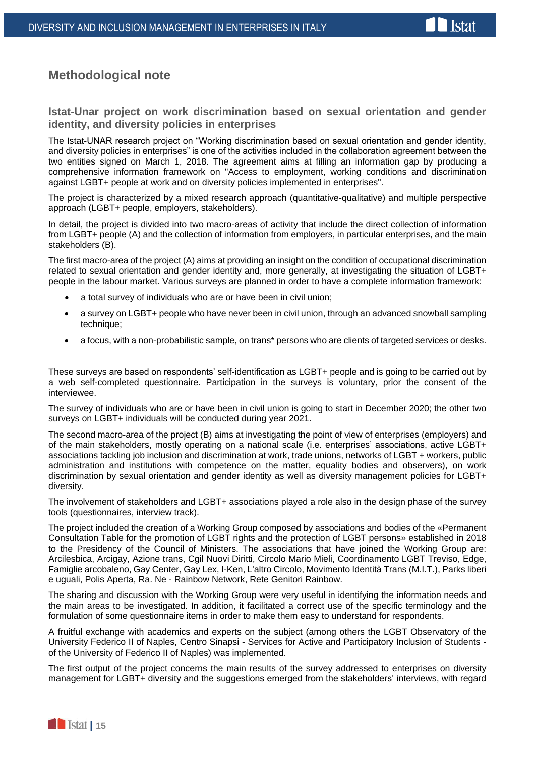## Methodological note

### Istat-Unar project on work discrimination based on sexual orientation and gender identity, and diversity policies in enterprises

The Istat-UNAR research project on "Working discrimination based on sexual orientation and gender identity, and diversity policies in enterprises" is one of the activities included in the collaboration agreement between the two entities signed on March 1, 2018. The agreement aims at filling an information gap by producing a comprehensive information framework on "Access to employment, working conditions and discrimination against LGBT+ people at work and on diversity policies implemented in enterprises".

The project is characterized by a mixed research approach (quantitative-qualitative) and multiple perspective approach (LGBT+ people, employers, stakeholders).

In detail, the project is divided into two macro-areas of activity that include the direct collection of information from LGBT+ people (A) and the collection of information from employers, in particular enterprises, and the main stakeholders (B).

The first macro-area of the project (A) aims at providing an insight on the condition of occupational discrimination related to sexual orientation and gender identity and, more generally, at investigating the situation of LGBT+ people in the labour market. Various surveys are planned in order to have a complete information framework:

- a total survey of individuals who are or have been in civil union;
- a survey on LGBT+ people who have never been in civil union, through an advanced snowball sampling technique;
- a focus, with a non-probabilistic sample, on trans* persons who are clients of targeted services or desks.

These surveys are based on respondents' self-identification as LGBT+ people and is going to be carried out by a web self-completed questionnaire. Participation in the surveys is voluntary, prior the consent of the interviewee.

The survey of individuals who are or have been in civil union is going to start in December 2020; the other two surveys on LGBT+ individuals will be conducted during year 2021.

The second macro-area of the project (B) aims at investigating the point of view of enterprises (employers) and of the main stakeholders, mostly operating on a national scale (i.e. enterprises' associations, active LGBT+ associations tackling job inclusion and discrimination at work, trade unions, networks of LGBT + workers, public administration and institutions with competence on the matter, equality bodies and observers), on work discrimination by sexual orientation and gender identity as well as diversity management policies for LGBT+ diversity.

The involvement of stakeholders and LGBT+ associations played a role also in the design phase of the survey tools (questionnaires, interview track).

The project included the creation of a Working Group composed by associations and bodies of the «Permanent Consultation Table for the promotion of LGBT rights and the protection of LGBT persons» established in 2018 to the Presidency of the Council of Ministers. The associations that have joined the Working Group are: Arcilesbica, Arcigay, Azione trans, Cgil Nuovi Diritti, Circolo Mario Mieli, Coordinamento LGBT Treviso, Edge, Famiglie arcobaleno, Gay Center, Gay Lex, I-Ken, L'altro Circolo, Movimento Identità Trans (M.I.T.), Parks liberi e uguali, Polis Aperta, Ra. Ne - Rainbow Network, Rete Genitori Rainbow.

The sharing and discussion with the Working Group were very useful in identifying the information needs and the main areas to be investigated. In addition, it facilitated a correct use of the specific terminology and the formulation of some questionnaire items in order to make them easy to understand for respondents.

A fruitful exchange with academics and experts on the subject (among others the LGBT Observatory of the University Federico II of Naples, Centro Sinapsi - Services for Active and Participatory Inclusion of Students - of the University of Federico II of Naples) was implemented.

The first output of the project concerns the main results of the survey addressed to enterprises on diversity management for LGBT+ diversity and the suggestions emerged from the stakeholders' interviews, with regard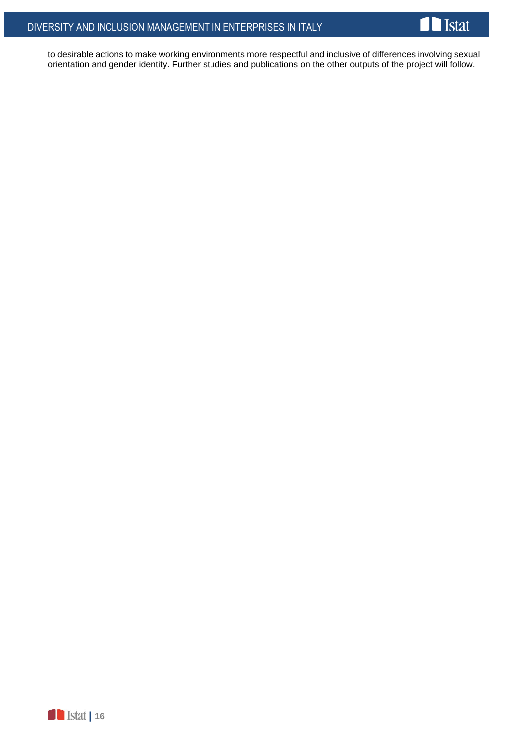to desirable actions to make working environments more respectful and inclusive of differences involving sexual orientation and gender identity. Further studies and publications on the other outputs of the project will follow.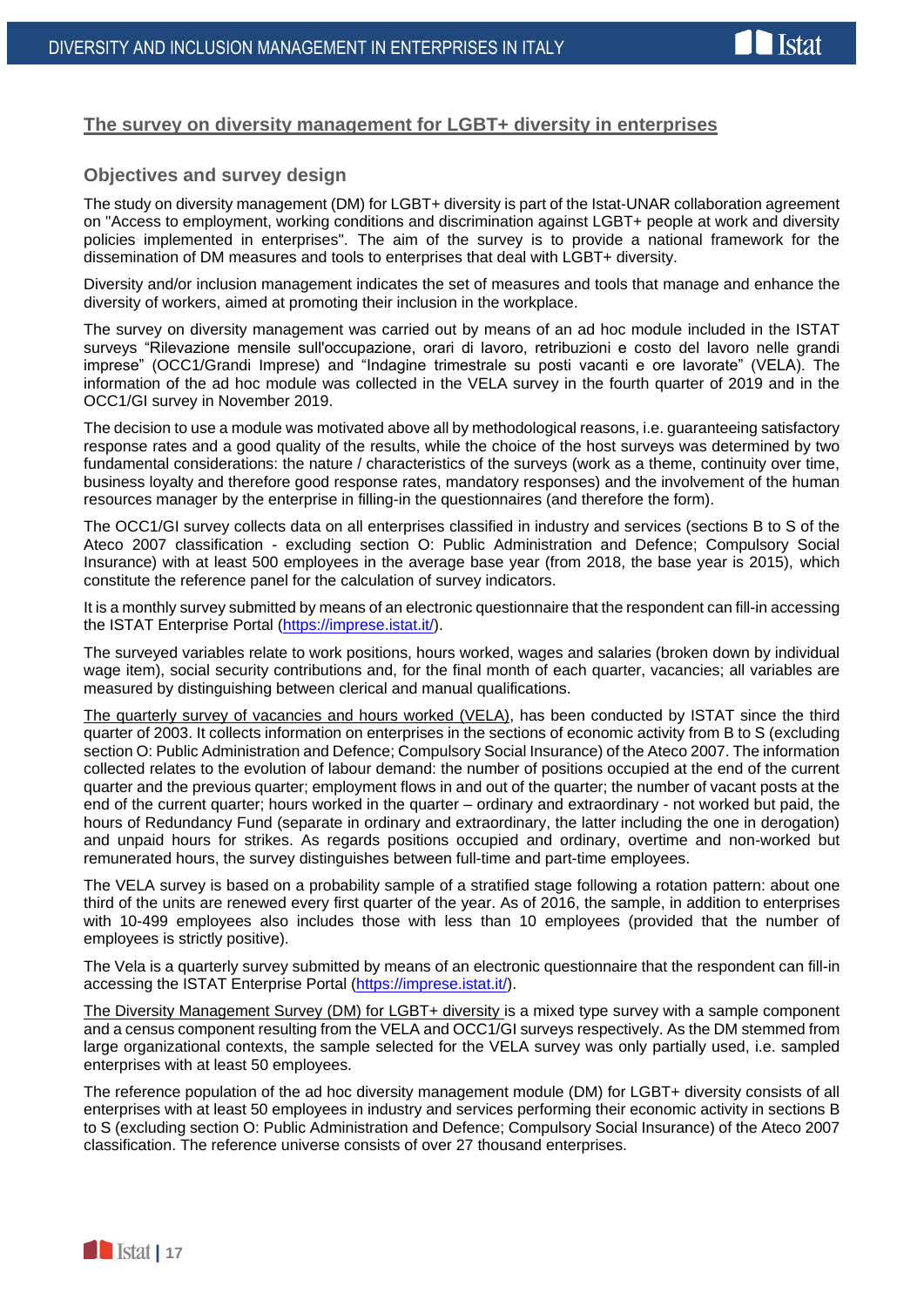## The survey on diversity management for LGBT+ diversity in enterprises

### Objectives and survey design

The study on diversity management (DM) for LGBT+ diversity is part of the Istat-UNAR collaboration agreement on "Access to employment, working conditions and discrimination against LGBT+ people at work and diversity policies implemented in enterprises". The aim of the survey is to provide a national framework for the dissemination of DM measures and tools to enterprises that deal with LGBT+ diversity.

Diversity and/or inclusion management indicates the set of measures and tools that manage and enhance the diversity of workers, aimed at promoting their inclusion in the workplace.

The survey on diversity management was carried out by means of an ad hoc module included in the ISTAT surveys "Rilevazione mensile sull'occupazione, orari di lavoro, retribuzioni e costo del lavoro nelle grandi imprese" (OCC1/Grandi Imprese) and "Indagine trimestrale su posti vacanti e ore lavorate" (VELA). The information of the ad hoc module was collected in the VELA survey in the fourth quarter of 2019 and in the OCC1/GI survey in November 2019.

The decision to use a module was motivated above all by methodological reasons, i.e. guaranteeing satisfactory response rates and a good quality of the results, while the choice of the host surveys was determined by two fundamental considerations: the nature / characteristics of the surveys (work as a theme, continuity over time, business loyalty and therefore good response rates, mandatory responses) and the involvement of the human resources manager by the enterprise in filling-in the questionnaires (and therefore the form).

The OCC1/GI survey collects data on all enterprises classified in industry and services (sections B to S of the Ateco 2007 classification - excluding section O: Public Administration and Defence; Compulsory Social Insurance) with at least 500 employees in the average base year (from 2018, the base year is 2015), which constitute the reference panel for the calculation of survey indicators.

It is a monthly survey submitted by means of an electronic questionnaire that the respondent can fill-in accessing the ISTAT Enterprise Portal (https://imprese.istat.it/).

The surveyed variables relate to work positions, hours worked, wages and salaries (broken down by individual wage item), social security contributions and, for the final month of each quarter, vacancies; all variables are measured by distinguishing between clerical and manual qualifications.

The quarterly survey of vacancies and hours worked (VELA), has been conducted by ISTAT since the third quarter of 2003. It collects information on enterprises in the sections of economic activity from B to S (excluding section O: Public Administration and Defence; Compulsory Social Insurance) of the Ateco 2007. The information collected relates to the evolution of labour demand: the number of positions occupied at the end of the current quarter and the previous quarter; employment flows in and out of the quarter; the number of vacant posts at the end of the current quarter; hours worked in the quarter – ordinary and extraordinary - not worked but paid, the hours of Redundancy Fund (separate in ordinary and extraordinary, the latter including the one in derogation) and unpaid hours for strikes. As regards positions occupied and ordinary, overtime and non-worked but remunerated hours, the survey distinguishes between full-time and part-time employees.

The VELA survey is based on a probability sample of a stratified stage following a rotation pattern: about one third of the units are renewed every first quarter of the year. As of 2016, the sample, in addition to enterprises with 10-499 employees also includes those with less than 10 employees (provided that the number of employees is strictly positive).

The Vela is a quarterly survey submitted by means of an electronic questionnaire that the respondent can fill-in accessing the ISTAT Enterprise Portal (https://imprese.istat.it/).

The Diversity Management Survey (DM) for LGBT+ diversity is a mixed type survey with a sample component and a census component resulting from the VELA and OCC1/GI surveys respectively. As the DM stemmed from large organizational contexts, the sample selected for the VELA survey was only partially used, i.e. sampled enterprises with at least 50 employees.

The reference population of the ad hoc diversity management module (DM) for LGBT+ diversity consists of all enterprises with at least 50 employees in industry and services performing their economic activity in sections B to S (excluding section O: Public Administration and Defence; Compulsory Social Insurance) of the Ateco 2007 classification. The reference universe consists of over 27 thousand enterprises.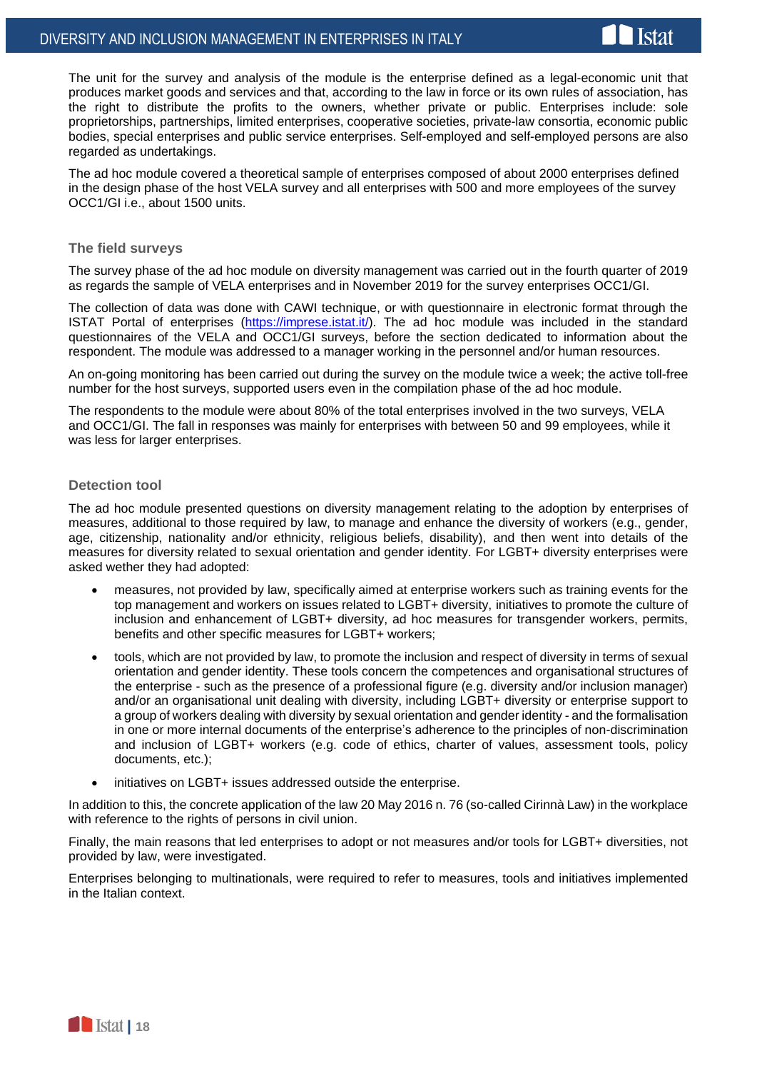The unit for the survey and analysis of the module is the enterprise defined as a legal-economic unit that produces market goods and services and that, according to the law in force or its own rules of association, has the right to distribute the profits to the owners, whether private or public. Enterprises include: sole proprietorships, partnerships, limited enterprises, cooperative societies, private-law consortia, economic public bodies, special enterprises and public service enterprises. Self-employed and self-employed persons are also regarded as undertakings.

The ad hoc module covered a theoretical sample of enterprises composed of about 2000 enterprises defined in the design phase of the host VELA survey and all enterprises with 500 and more employees of the survey OCC1/GI i.e., about 1500 units.

### The field surveys

The survey phase of the ad hoc module on diversity management was carried out in the fourth quarter of 2019 as regards the sample of VELA enterprises and in November 2019 for the survey enterprises OCC1/GI.

The collection of data was done with CAWI technique, or with questionnaire in electronic format through the ISTAT Portal of enterprises (https://imprese.istat.it/). The ad hoc module was included in the standard questionnaires of the VELA and OCC1/GI surveys, before the section dedicated to information about the respondent. The module was addressed to a manager working in the personnel and/or human resources.

An on-going monitoring has been carried out during the survey on the module twice a week; the active toll-free number for the host surveys, supported users even in the compilation phase of the ad hoc module.

The respondents to the module were about 80% of the total enterprises involved in the two surveys, VELA and OCC1/GI. The fall in responses was mainly for enterprises with between 50 and 99 employees, while it was less for larger enterprises.

### Detection tool

The ad hoc module presented questions on diversity management relating to the adoption by enterprises of measures, additional to those required by law, to manage and enhance the diversity of workers (e.g., gender, age, citizenship, nationality and/or ethnicity, religious beliefs, disability), and then went into details of the measures for diversity related to sexual orientation and gender identity. For LGBT+ diversity enterprises were asked wether they had adopted:

- measures, not provided by law, specifically aimed at enterprise workers such as training events for the top management and workers on issues related to LGBT+ diversity, initiatives to promote the culture of inclusion and enhancement of LGBT+ diversity, ad hoc measures for transgender workers, permits, benefits and other specific measures for LGBT+ workers;
- tools, which are not provided by law, to promote the inclusion and respect of diversity in terms of sexual orientation and gender identity. These tools concern the competences and organisational structures of the enterprise - such as the presence of a professional figure (e.g. diversity and/or inclusion manager) and/or an organisational unit dealing with diversity, including LGBT+ diversity or enterprise support to a group of workers dealing with diversity by sexual orientation and gender identity - and the formalisation in one or more internal documents of the enterprise's adherence to the principles of non-discrimination and inclusion of LGBT+ workers (e.g. code of ethics, charter of values, assessment tools, policy documents, etc.);
- initiatives on LGBT+ issues addressed outside the enterprise.

In addition to this, the concrete application of the law 20 May 2016 n. 76 (so-called Cirinnà Law) in the workplace with reference to the rights of persons in civil union.

Finally, the main reasons that led enterprises to adopt or not measures and/or tools for LGBT+ diversities, not provided by law, were investigated.

Enterprises belonging to multinationals, were required to refer to measures, tools and initiatives implemented in the Italian context.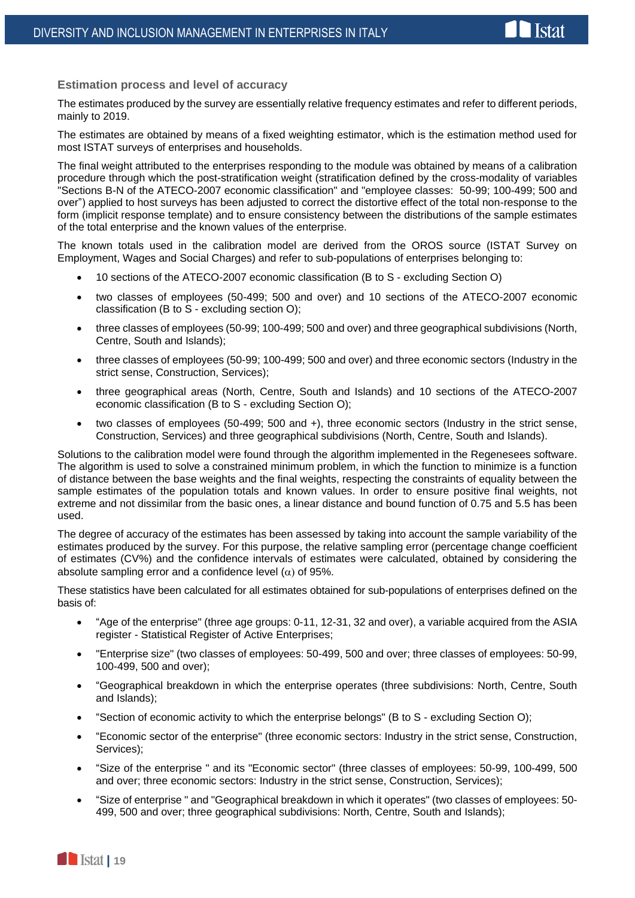### Estimation process and level of accuracy

The estimates produced by the survey are essentially relative frequency estimates and refer to different periods, mainly to 2019.

The estimates are obtained by means of a fixed weighting estimator, which is the estimation method used for most ISTAT surveys of enterprises and households.

The final weight attributed to the enterprises responding to the module was obtained by means of a calibration procedure through which the post-stratification weight (stratification defined by the cross-modality of variables "Sections B-N of the ATECO-2007 economic classification" and "employee classes: 50-99; 100-499; 500 and over") applied to host surveys has been adjusted to correct the distortive effect of the total non-response to the form (implicit response template) and to ensure consistency between the distributions of the sample estimates of the total enterprise and the known values of the enterprise.

The known totals used in the calibration model are derived from the OROS source (ISTAT Survey on Employment, Wages and Social Charges) and refer to sub-populations of enterprises belonging to:

- 10 sections of the ATECO-2007 economic classification (B to S - excluding Section O)
- two classes of employees (50-499; 500 and over) and 10 sections of the ATECO-2007 economic classification (B to S - excluding section O);
- three classes of employees (50-99; 100-499; 500 and over) and three geographical subdivisions (North, Centre, South and Islands);
- three classes of employees (50-99; 100-499; 500 and over) and three economic sectors (Industry in the strict sense, Construction, Services);
- three geographical areas (North, Centre, South and Islands) and 10 sections of the ATECO-2007 economic classification (B to S - excluding Section O);
- two classes of employees (50-499; 500 and +), three economic sectors (Industry in the strict sense, Construction, Services) and three geographical subdivisions (North, Centre, South and Islands).

Solutions to the calibration model were found through the algorithm implemented in the Regenesees software. The algorithm is used to solve a constrained minimum problem, in which the function to minimize is a function of distance between the base weights and the final weights, respecting the constraints of equality between the sample estimates of the population totals and known values. In order to ensure positive final weights, not extreme and not dissimilar from the basic ones, a linear distance and bound function of 0.75 and 5.5 has been used.

The degree of accuracy of the estimates has been assessed by taking into account the sample variability of the estimates produced by the survey. For this purpose, the relative sampling error (percentage change coefficient of estimates (CV%) and the confidence intervals of estimates were calculated, obtained by considering the absolute sampling error and a confidence level ($\alpha$) of 95%.

These statistics have been calculated for all estimates obtained for sub-populations of enterprises defined on the basis of:

- "Age of the enterprise" (three age groups: 0-11, 12-31, 32 and over), a variable acquired from the ASIA register - Statistical Register of Active Enterprises;
- "Enterprise size" (two classes of employees: 50-499, 500 and over; three classes of employees: 50-99, 100-499, 500 and over);
- "Geographical breakdown in which the enterprise operates (three subdivisions: North, Centre, South and Islands);
- "Section of economic activity to which the enterprise belongs" (B to S - excluding Section O);
- "Economic sector of the enterprise" (three economic sectors: Industry in the strict sense, Construction, Services);
- "Size of the enterprise " and its "Economic sector" (three classes of employees: 50-99, 100-499, 500 and over; three economic sectors: Industry in the strict sense, Construction, Services);
- "Size of enterprise " and "Geographical breakdown in which it operates" (two classes of employees: 50-499, 500 and over; three geographical subdivisions: North, Centre, South and Islands);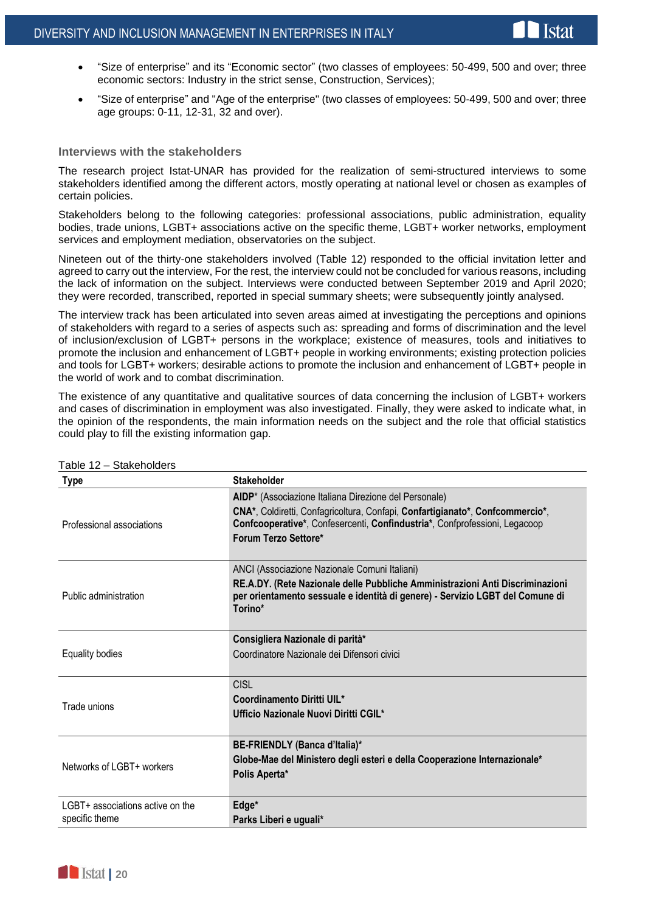- “Size of enterprise” and its “Economic sector” (two classes of employees: 50-499, 500 and over; three economic sectors: Industry in the strict sense, Construction, Services);
- “Size of enterprise” and "Age of the enterprise" (two classes of employees: 50-499, 500 and over; three age groups: 0-11, 12-31, 32 and over).

### Interviews with the stakeholders

The research project Istat-UNAR has provided for the realization of semi-structured interviews to some stakeholders identified among the different actors, mostly operating at national level or chosen as examples of certain policies.

Stakeholders belong to the following categories: professional associations, public administration, equality bodies, trade unions, LGBT+ associations active on the specific theme, LGBT+ worker networks, employment services and employment mediation, observatories on the subject.

Nineteen out of the thirty-one stakeholders involved (Table 12) responded to the official invitation letter and agreed to carry out the interview, For the rest, the interview could not be concluded for various reasons, including the lack of information on the subject. Interviews were conducted between September 2019 and April 2020; they were recorded, transcribed, reported in special summary sheets; were subsequently jointly analysed.

The interview track has been articulated into seven areas aimed at investigating the perceptions and opinions of stakeholders with regard to a series of aspects such as: spreading and forms of discrimination and the level of inclusion/exclusion of LGBT+ persons in the workplace; existence of measures, tools and initiatives to promote the inclusion and enhancement of LGBT+ people in working environments; existing protection policies and tools for LGBT+ workers; desirable actions to promote the inclusion and enhancement of LGBT+ people in the world of work and to combat discrimination.

The existence of any quantitative and qualitative sources of data concerning the inclusion of LGBT+ workers and cases of discrimination in employment was also investigated. Finally, they were asked to indicate what, in the opinion of the respondents, the main information needs on the subject and the role that official statistics could play to fill the existing information gap.

Table 12 – Stakeholders

| Type | Stakeholder |
|---|---|
| Professional associations | **AIDP*** (Associazione Italiana Direzione del Personale)<br>**CNA***, Coldiretti, Confagricoltura, Confapi, **Confartigianato***, **Confcommercio***, **Confcooperative***, Confesercenti, **Confindustria***, Confprofessioni, Legacoop<br>**Forum Terzo Settore*** |
| Public administration | ANCI (Associazione Nazionale Comuni Italiani)<br>**RE.A.DY. (Rete Nazionale delle Pubbliche Amministrazioni Anti Discriminazioni per orientamento sessuale e identità di genere) - Servizio LGBT del Comune di Torino*** |
| Equality bodies | **Consigliera Nazionale di parità***<br>Coordinatore Nazionale dei Difensori civici |
| Trade unions | CISL<br>**Coordinamento Diritti UIL***<br>**Ufficio Nazionale Nuovi Diritti CGIL*** |
| Networks of LGBT+ workers | **BE-FRIENDLY (Banca d’Italia)***<br>**Globe-Mae del Ministero degli esteri e della Cooperazione Internazionale***<br>**Polis Aperta*** |
| LGBT+ associations active on the specific theme | **Edge***<br>**Parks Liberi e uguali*** |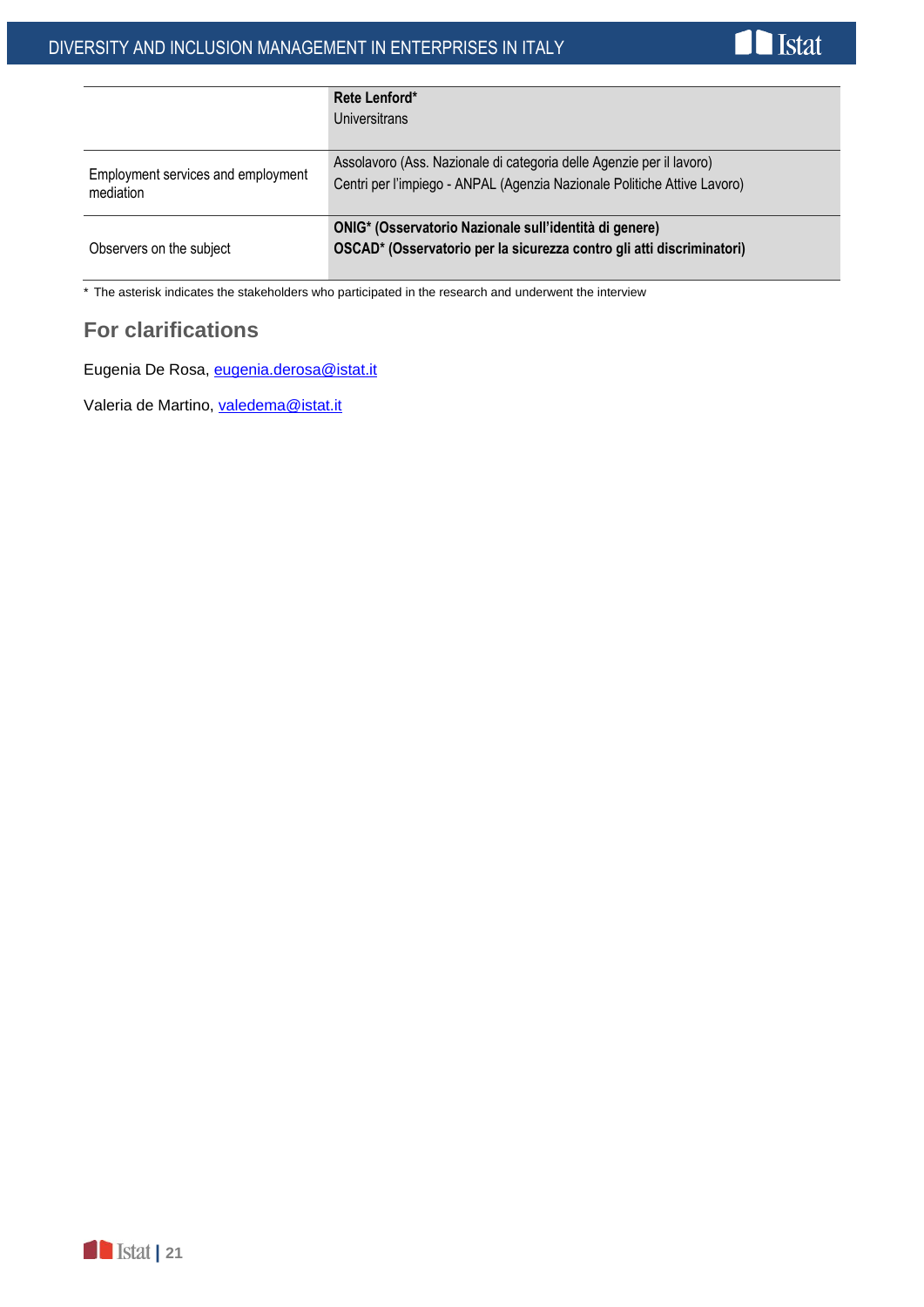| | |
|---|---|
| | **Rete Lenford***<br>Universitrans |
| Employment services and employment mediation | Assolavoro (Ass. Nazionale di categoria delle Agenzie per il lavoro)<br>Centri per l'impiego - ANPAL (Agenzia Nazionale Politiche Attive Lavoro) |
| Observers on the subject | **ONIG* (Osservatorio Nazionale sull'identità di genere)**<br>**OSCAD* (Osservatorio per la sicurezza contro gli atti discriminatori)** |

\* The asterisk indicates the stakeholders who participated in the research and underwent the interview

## For clarifications

Eugenia De Rosa, eugenia.derosa@istat.it

Valeria de Martino, valedema@istat.it